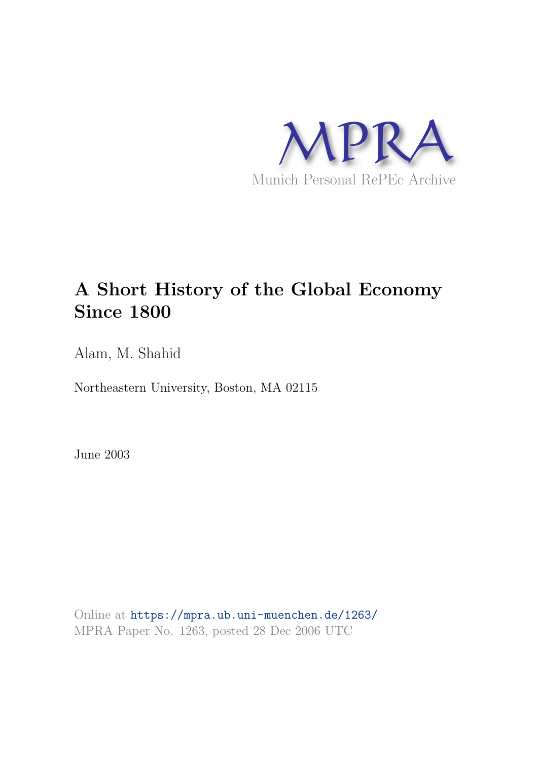MPRA

Munich Personal RePEc Archive

# A Short History of the Global Economy Since 1800

Alam, M. Shahid

Northeastern University, Boston, MA 02115

June 2003

Online at https://mpra.ub.uni-muenchen.de/1263/
MPRA Paper No. 1263, posted 28 Dec 2006 UTC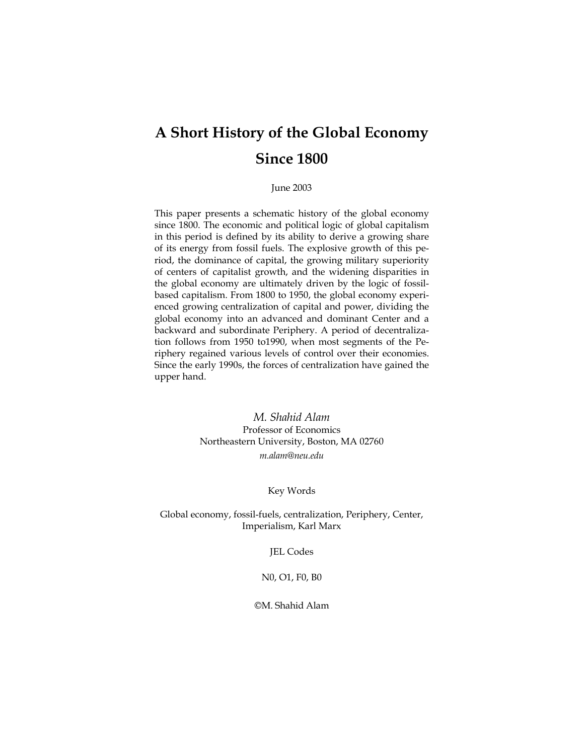# A Short History of the Global Economy Since 1800

June 2003

This paper presents a schematic history of the global economy since 1800. The economic and political logic of global capitalism in this period is defined by its ability to derive a growing share of its energy from fossil fuels. The explosive growth of this period, the dominance of capital, the growing military superiority of centers of capitalist growth, and the widening disparities in the global economy are ultimately driven by the logic of fossil-based capitalism. From 1800 to 1950, the global economy experienced growing centralization of capital and power, dividing the global economy into an advanced and dominant Center and a backward and subordinate Periphery. A period of decentralization follows from 1950 to1990, when most segments of the Periphery regained various levels of control over their economies. Since the early 1990s, the forces of centralization have gained the upper hand.

*M. Shahid Alam*
Professor of Economics
Northeastern University, Boston, MA 02760
*m.alam@neu.edu*

Key Words

Global economy, fossil-fuels, centralization, Periphery, Center, Imperialism, Karl Marx

JEL Codes

N0, O1, F0, B0

©M. Shahid Alam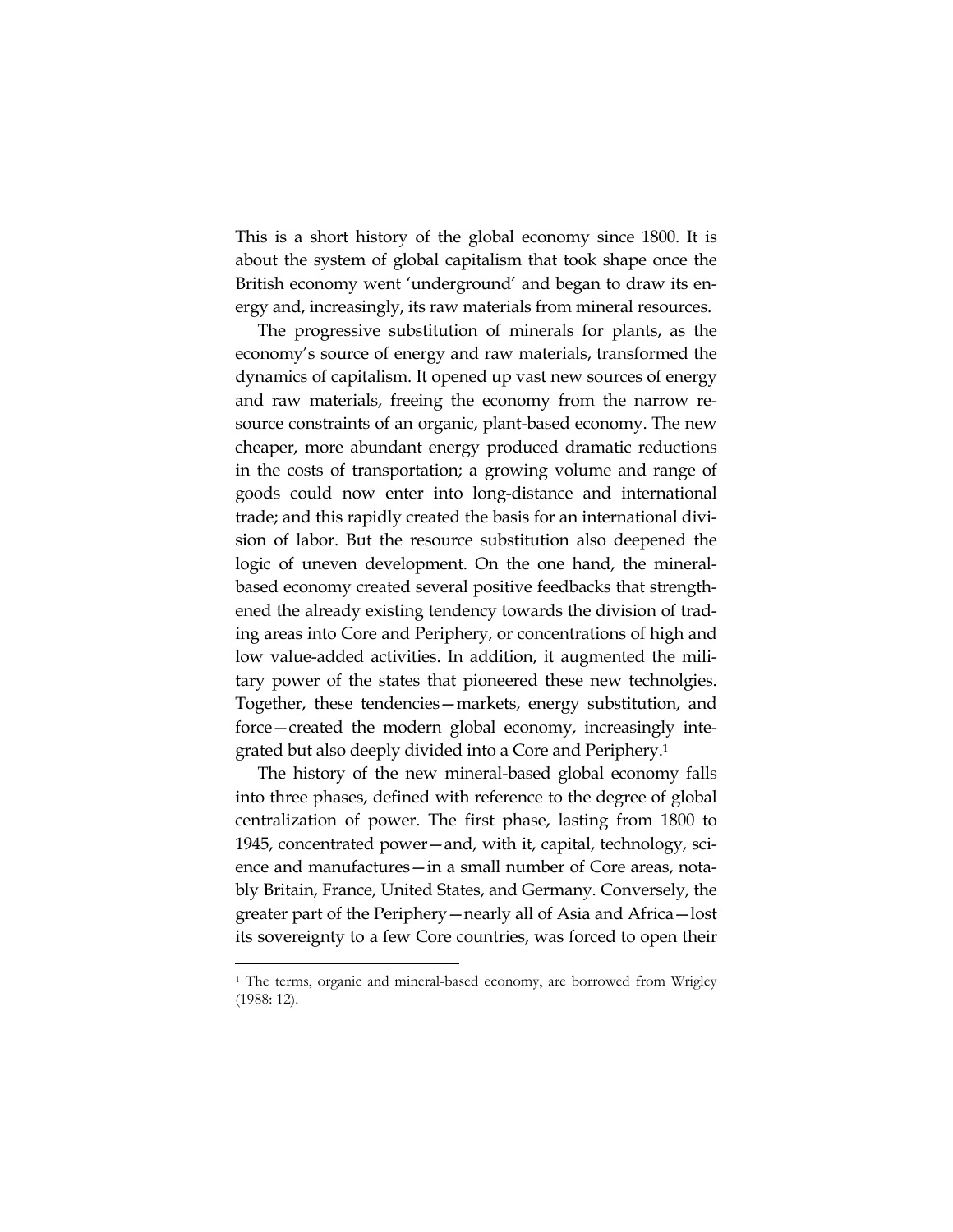This is a short history of the global economy since 1800. It is about the system of global capitalism that took shape once the British economy went 'underground' and began to draw its energy and, increasingly, its raw materials from mineral resources.

The progressive substitution of minerals for plants, as the economy's source of energy and raw materials, transformed the dynamics of capitalism. It opened up vast new sources of energy and raw materials, freeing the economy from the narrow resource constraints of an organic, plant-based economy. The new cheaper, more abundant energy produced dramatic reductions in the costs of transportation; a growing volume and range of goods could now enter into long-distance and international trade; and this rapidly created the basis for an international division of labor. But the resource substitution also deepened the logic of uneven development. On the one hand, the mineral-based economy created several positive feedbacks that strengthened the already existing tendency towards the division of trading areas into Core and Periphery, or concentrations of high and low value-added activities. In addition, it augmented the military power of the states that pioneered these new technolgies. Together, these tendencies—markets, energy substitution, and force—created the modern global economy, increasingly integrated but also deeply divided into a Core and Periphery.[1]

The history of the new mineral-based global economy falls into three phases, defined with reference to the degree of global centralization of power. The first phase, lasting from 1800 to 1945, concentrated power—and, with it, capital, technology, science and manufactures—in a small number of Core areas, notably Britain, France, United States, and Germany. Conversely, the greater part of the Periphery—nearly all of Asia and Africa—lost its sovereignty to a few Core countries, was forced to open their

[1] The terms, organic and mineral-based economy, are borrowed from Wrigley (1988: 12).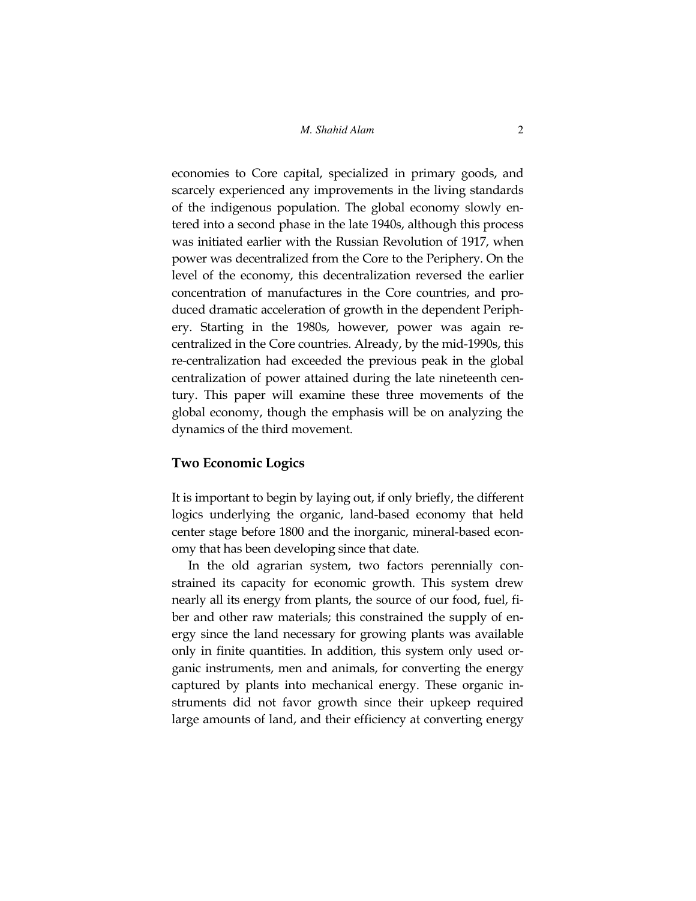economies to Core capital, specialized in primary goods, and scarcely experienced any improvements in the living standards of the indigenous population. The global economy slowly entered into a second phase in the late 1940s, although this process was initiated earlier with the Russian Revolution of 1917, when power was decentralized from the Core to the Periphery. On the level of the economy, this decentralization reversed the earlier concentration of manufactures in the Core countries, and produced dramatic acceleration of growth in the dependent Periphery. Starting in the 1980s, however, power was again re-centralized in the Core countries. Already, by the mid-1990s, this re-centralization had exceeded the previous peak in the global centralization of power attained during the late nineteenth century. This paper will examine these three movements of the global economy, though the emphasis will be on analyzing the dynamics of the third movement.

## Two Economic Logics

It is important to begin by laying out, if only briefly, the different logics underlying the organic, land-based economy that held center stage before 1800 and the inorganic, mineral-based economy that has been developing since that date.

In the old agrarian system, two factors perennially constrained its capacity for economic growth. This system drew nearly all its energy from plants, the source of our food, fuel, fiber and other raw materials; this constrained the supply of energy since the land necessary for growing plants was available only in finite quantities. In addition, this system only used organic instruments, men and animals, for converting the energy captured by plants into mechanical energy. These organic instruments did not favor growth since their upkeep required large amounts of land, and their efficiency at converting energy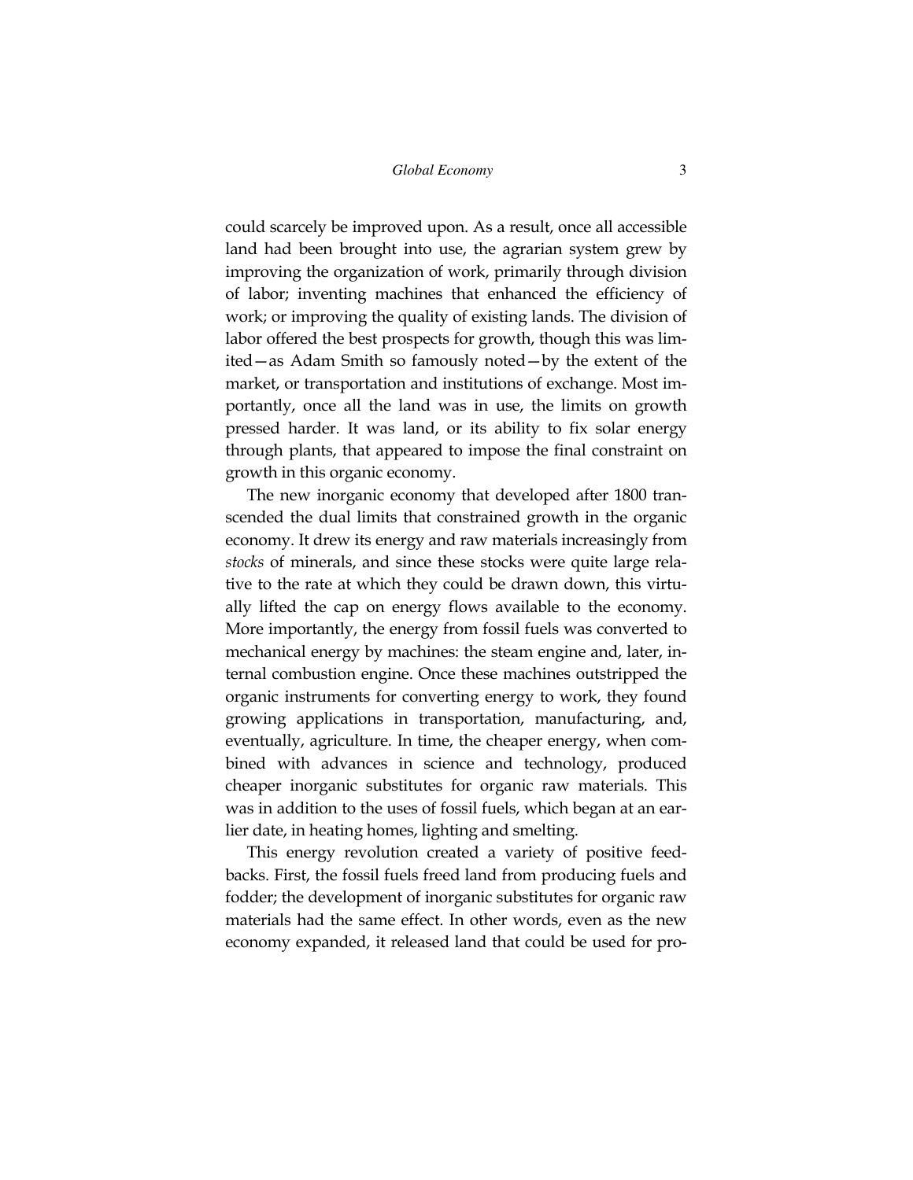could scarcely be improved upon. As a result, once all accessible land had been brought into use, the agrarian system grew by improving the organization of work, primarily through division of labor; inventing machines that enhanced the efficiency of work; or improving the quality of existing lands. The division of labor offered the best prospects for growth, though this was limited—as Adam Smith so famously noted—by the extent of the market, or transportation and institutions of exchange. Most importantly, once all the land was in use, the limits on growth pressed harder. It was land, or its ability to fix solar energy through plants, that appeared to impose the final constraint on growth in this organic economy.

The new inorganic economy that developed after 1800 transcended the dual limits that constrained growth in the organic economy. It drew its energy and raw materials increasingly from *stocks* of minerals, and since these stocks were quite large relative to the rate at which they could be drawn down, this virtually lifted the cap on energy flows available to the economy. More importantly, the energy from fossil fuels was converted to mechanical energy by machines: the steam engine and, later, internal combustion engine. Once these machines outstripped the organic instruments for converting energy to work, they found growing applications in transportation, manufacturing, and, eventually, agriculture. In time, the cheaper energy, when combined with advances in science and technology, produced cheaper inorganic substitutes for organic raw materials. This was in addition to the uses of fossil fuels, which began at an earlier date, in heating homes, lighting and smelting.

This energy revolution created a variety of positive feedbacks. First, the fossil fuels freed land from producing fuels and fodder; the development of inorganic substitutes for organic raw materials had the same effect. In other words, even as the new economy expanded, it released land that could be used for pro-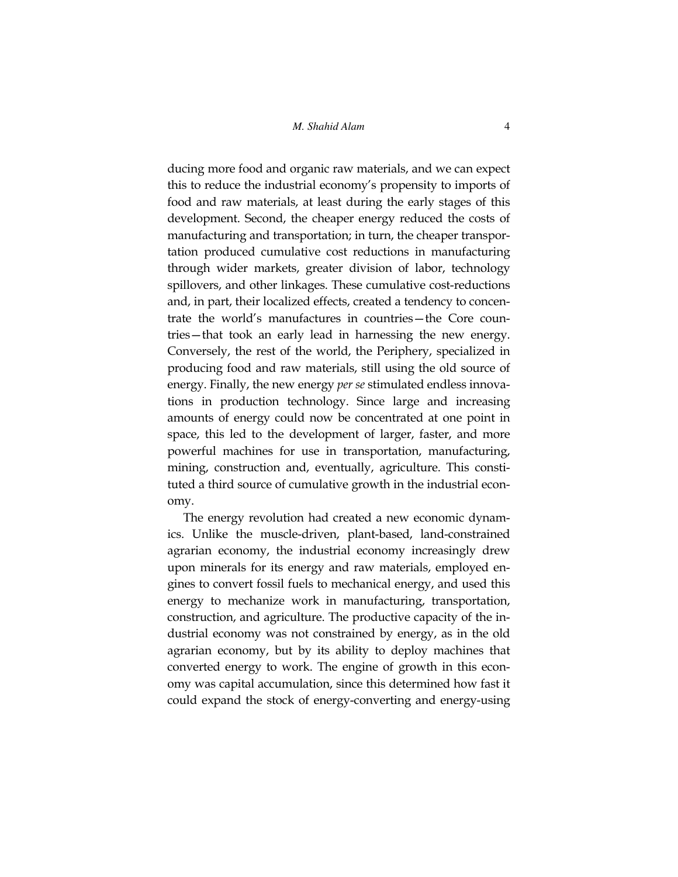ducing more food and organic raw materials, and we can expect this to reduce the industrial economy's propensity to imports of food and raw materials, at least during the early stages of this development. Second, the cheaper energy reduced the costs of manufacturing and transportation; in turn, the cheaper transportation produced cumulative cost reductions in manufacturing through wider markets, greater division of labor, technology spillovers, and other linkages. These cumulative cost-reductions and, in part, their localized effects, created a tendency to concentrate the world's manufactures in countries—the Core countries—that took an early lead in harnessing the new energy. Conversely, the rest of the world, the Periphery, specialized in producing food and raw materials, still using the old source of energy. Finally, the new energy *per se* stimulated endless innovations in production technology. Since large and increasing amounts of energy could now be concentrated at one point in space, this led to the development of larger, faster, and more powerful machines for use in transportation, manufacturing, mining, construction and, eventually, agriculture. This constituted a third source of cumulative growth in the industrial economy.

The energy revolution had created a new economic dynamics. Unlike the muscle-driven, plant-based, land-constrained agrarian economy, the industrial economy increasingly drew upon minerals for its energy and raw materials, employed engines to convert fossil fuels to mechanical energy, and used this energy to mechanize work in manufacturing, transportation, construction, and agriculture. The productive capacity of the industrial economy was not constrained by energy, as in the old agrarian economy, but by its ability to deploy machines that converted energy to work. The engine of growth in this economy was capital accumulation, since this determined how fast it could expand the stock of energy-converting and energy-using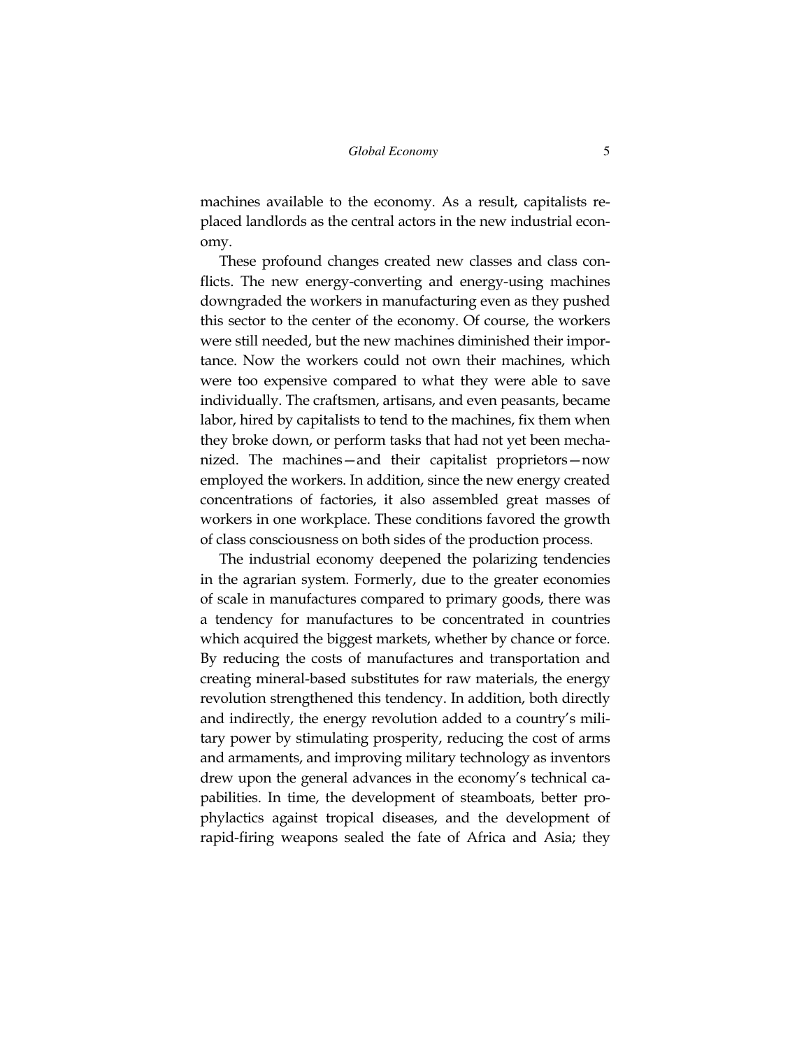machines available to the economy. As a result, capitalists replaced landlords as the central actors in the new industrial economy.

These profound changes created new classes and class conflicts. The new energy-converting and energy-using machines downgraded the workers in manufacturing even as they pushed this sector to the center of the economy. Of course, the workers were still needed, but the new machines diminished their importance. Now the workers could not own their machines, which were too expensive compared to what they were able to save individually. The craftsmen, artisans, and even peasants, became labor, hired by capitalists to tend to the machines, fix them when they broke down, or perform tasks that had not yet been mechanized. The machines—and their capitalist proprietors—now employed the workers. In addition, since the new energy created concentrations of factories, it also assembled great masses of workers in one workplace. These conditions favored the growth of class consciousness on both sides of the production process.

The industrial economy deepened the polarizing tendencies in the agrarian system. Formerly, due to the greater economies of scale in manufactures compared to primary goods, there was a tendency for manufactures to be concentrated in countries which acquired the biggest markets, whether by chance or force. By reducing the costs of manufactures and transportation and creating mineral-based substitutes for raw materials, the energy revolution strengthened this tendency. In addition, both directly and indirectly, the energy revolution added to a country's military power by stimulating prosperity, reducing the cost of arms and armaments, and improving military technology as inventors drew upon the general advances in the economy's technical capabilities. In time, the development of steamboats, better prophylactics against tropical diseases, and the development of rapid-firing weapons sealed the fate of Africa and Asia; they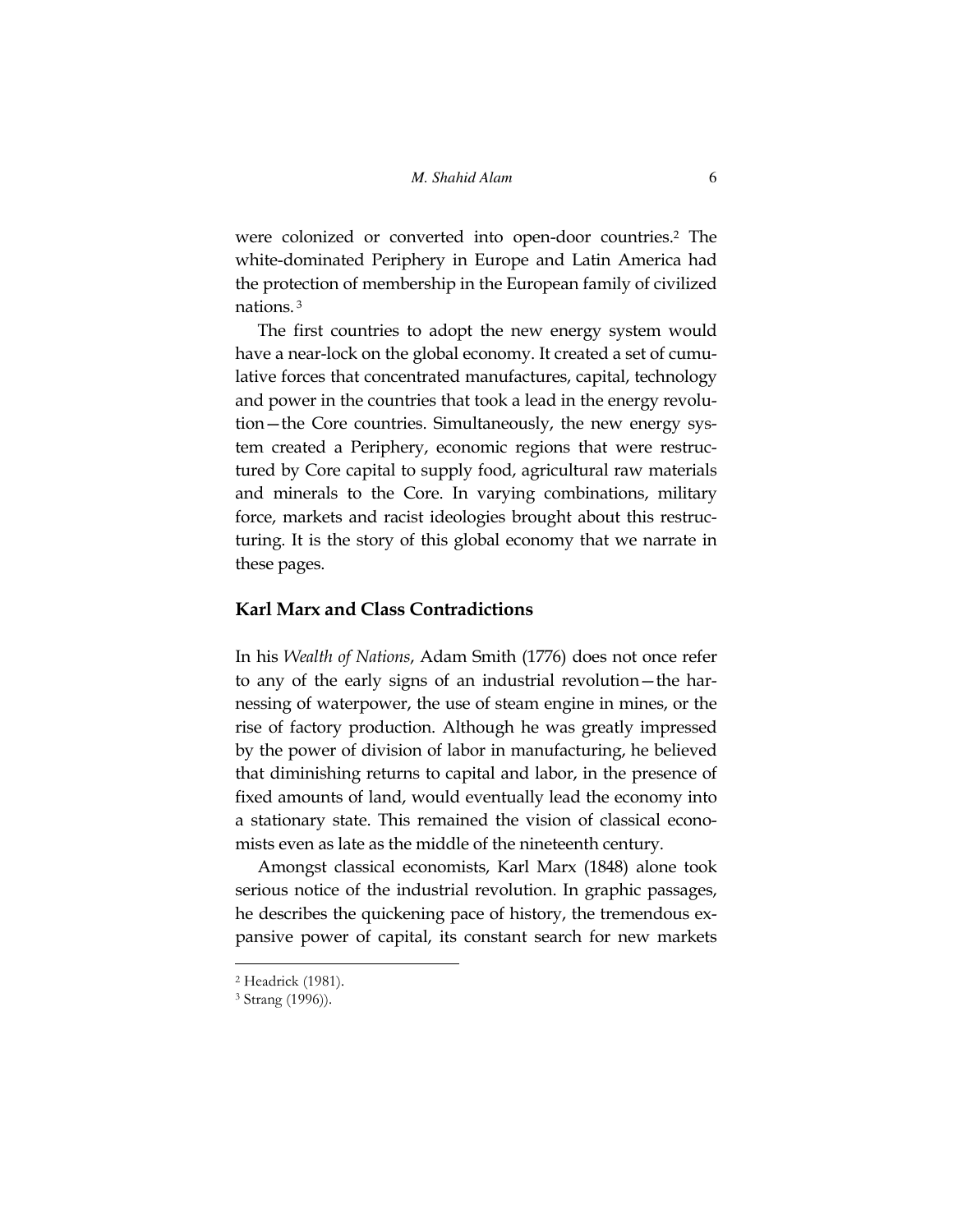were colonized or converted into open-door countries.[2] The white-dominated Periphery in Europe and Latin America had the protection of membership in the European family of civilized nations.[3]

The first countries to adopt the new energy system would have a near-lock on the global economy. It created a set of cumulative forces that concentrated manufactures, capital, technology and power in the countries that took a lead in the energy revolution—the Core countries. Simultaneously, the new energy system created a Periphery, economic regions that were restructured by Core capital to supply food, agricultural raw materials and minerals to the Core. In varying combinations, military force, markets and racist ideologies brought about this restructuring. It is the story of this global economy that we narrate in these pages.

## Karl Marx and Class Contradictions

In his *Wealth of Nations*, Adam Smith (1776) does not once refer to any of the early signs of an industrial revolution—the harnessing of waterpower, the use of steam engine in mines, or the rise of factory production. Although he was greatly impressed by the power of division of labor in manufacturing, he believed that diminishing returns to capital and labor, in the presence of fixed amounts of land, would eventually lead the economy into a stationary state. This remained the vision of classical economists even as late as the middle of the nineteenth century.

Amongst classical economists, Karl Marx (1848) alone took serious notice of the industrial revolution. In graphic passages, he describes the quickening pace of history, the tremendous expansive power of capital, its constant search for new markets

---

[2] Headrick (1981).

[3] Strang (1996)).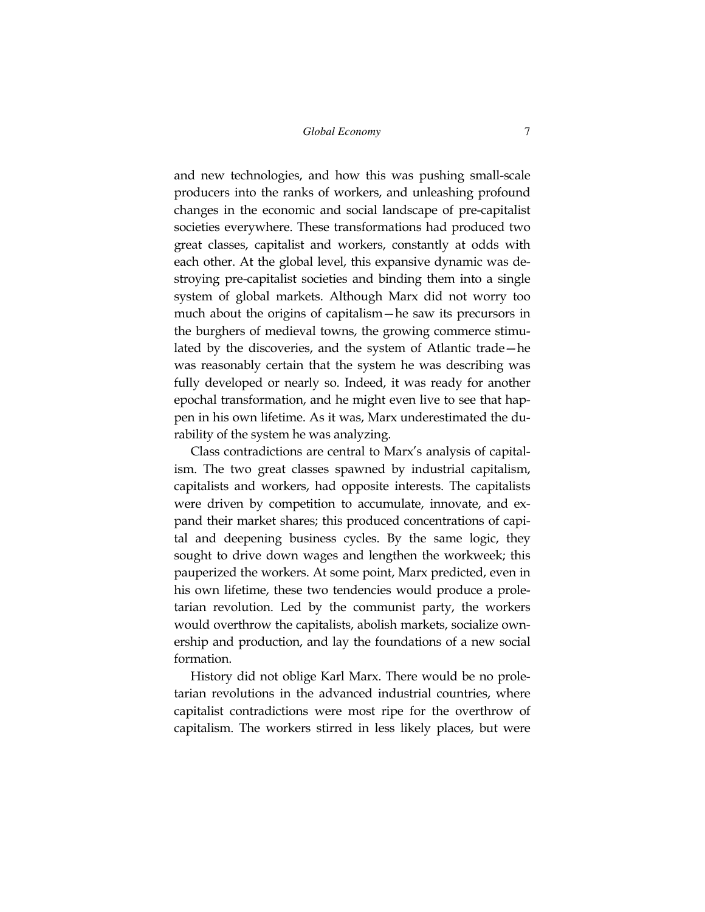and new technologies, and how this was pushing small-scale producers into the ranks of workers, and unleashing profound changes in the economic and social landscape of pre-capitalist societies everywhere. These transformations had produced two great classes, capitalist and workers, constantly at odds with each other. At the global level, this expansive dynamic was destroying pre-capitalist societies and binding them into a single system of global markets. Although Marx did not worry too much about the origins of capitalism—he saw its precursors in the burghers of medieval towns, the growing commerce stimulated by the discoveries, and the system of Atlantic trade—he was reasonably certain that the system he was describing was fully developed or nearly so. Indeed, it was ready for another epochal transformation, and he might even live to see that happen in his own lifetime. As it was, Marx underestimated the durability of the system he was analyzing.

Class contradictions are central to Marx's analysis of capitalism. The two great classes spawned by industrial capitalism, capitalists and workers, had opposite interests. The capitalists were driven by competition to accumulate, innovate, and expand their market shares; this produced concentrations of capital and deepening business cycles. By the same logic, they sought to drive down wages and lengthen the workweek; this pauperized the workers. At some point, Marx predicted, even in his own lifetime, these two tendencies would produce a proletarian revolution. Led by the communist party, the workers would overthrow the capitalists, abolish markets, socialize ownership and production, and lay the foundations of a new social formation.

History did not oblige Karl Marx. There would be no proletarian revolutions in the advanced industrial countries, where capitalist contradictions were most ripe for the overthrow of capitalism. The workers stirred in less likely places, but were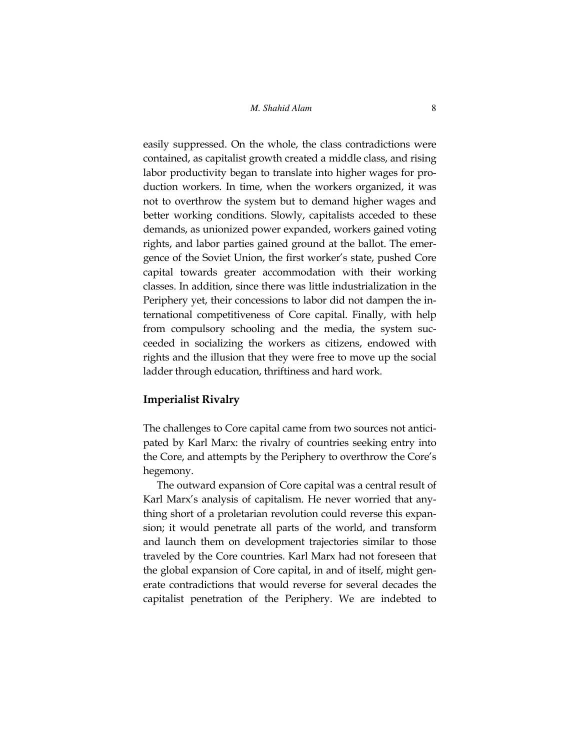easily suppressed. On the whole, the class contradictions were contained, as capitalist growth created a middle class, and rising labor productivity began to translate into higher wages for production workers. In time, when the workers organized, it was not to overthrow the system but to demand higher wages and better working conditions. Slowly, capitalists acceded to these demands, as unionized power expanded, workers gained voting rights, and labor parties gained ground at the ballot. The emergence of the Soviet Union, the first worker's state, pushed Core capital towards greater accommodation with their working classes. In addition, since there was little industrialization in the Periphery yet, their concessions to labor did not dampen the international competitiveness of Core capital. Finally, with help from compulsory schooling and the media, the system succeeded in socializing the workers as citizens, endowed with rights and the illusion that they were free to move up the social ladder through education, thriftiness and hard work.

## Imperialist Rivalry

The challenges to Core capital came from two sources not anticipated by Karl Marx: the rivalry of countries seeking entry into the Core, and attempts by the Periphery to overthrow the Core's hegemony.

The outward expansion of Core capital was a central result of Karl Marx's analysis of capitalism. He never worried that anything short of a proletarian revolution could reverse this expansion; it would penetrate all parts of the world, and transform and launch them on development trajectories similar to those traveled by the Core countries. Karl Marx had not foreseen that the global expansion of Core capital, in and of itself, might generate contradictions that would reverse for several decades the capitalist penetration of the Periphery. We are indebted to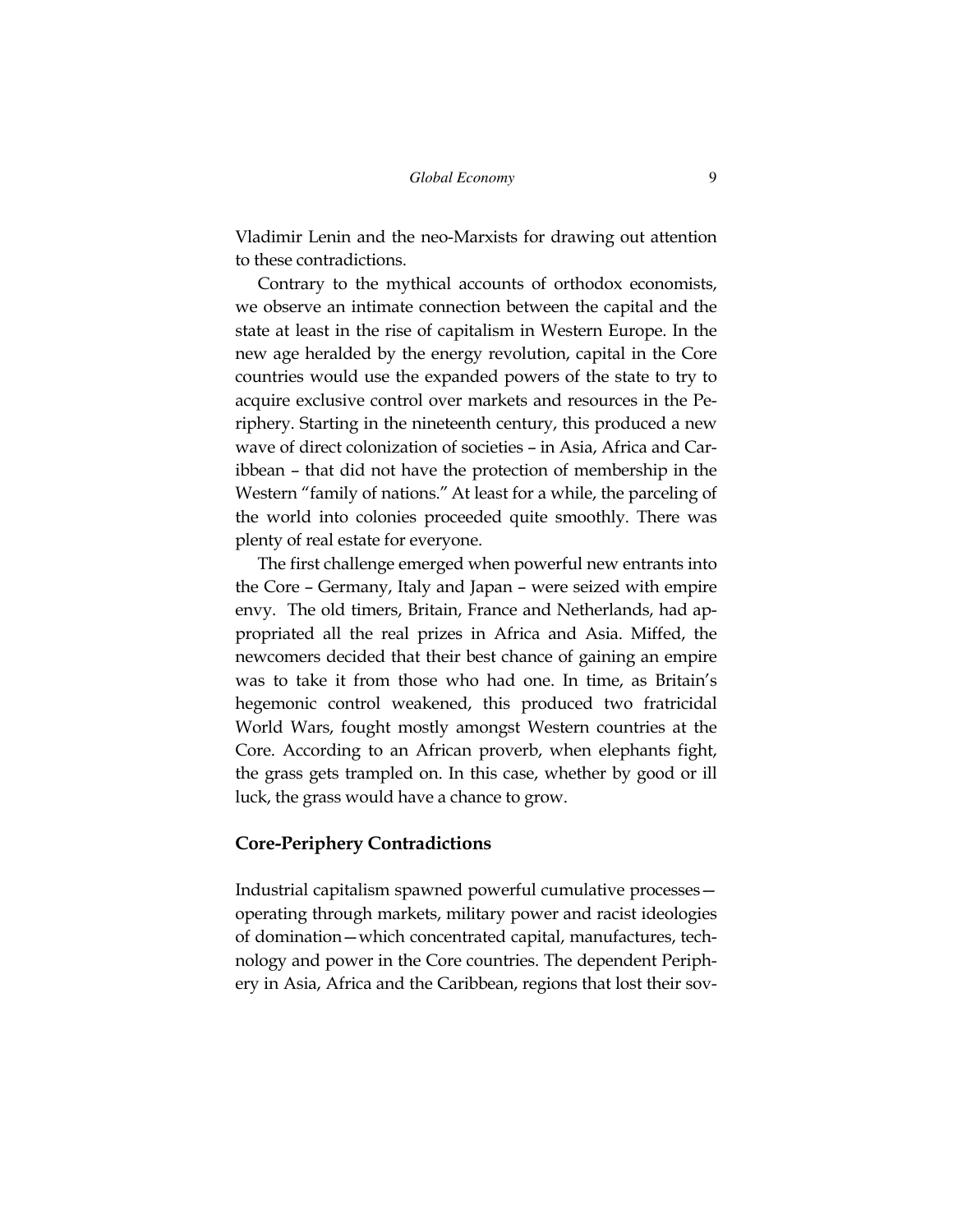Vladimir Lenin and the neo-Marxists for drawing out attention to these contradictions.

Contrary to the mythical accounts of orthodox economists, we observe an intimate connection between the capital and the state at least in the rise of capitalism in Western Europe. In the new age heralded by the energy revolution, capital in the Core countries would use the expanded powers of the state to try to acquire exclusive control over markets and resources in the Periphery. Starting in the nineteenth century, this produced a new wave of direct colonization of societies – in Asia, Africa and Caribbean – that did not have the protection of membership in the Western "family of nations." At least for a while, the parceling of the world into colonies proceeded quite smoothly. There was plenty of real estate for everyone.

The first challenge emerged when powerful new entrants into the Core – Germany, Italy and Japan – were seized with empire envy. The old timers, Britain, France and Netherlands, had appropriated all the real prizes in Africa and Asia. Miffed, the newcomers decided that their best chance of gaining an empire was to take it from those who had one. In time, as Britain's hegemonic control weakened, this produced two fratricidal World Wars, fought mostly amongst Western countries at the Core. According to an African proverb, when elephants fight, the grass gets trampled on. In this case, whether by good or ill luck, the grass would have a chance to grow.

## Core-Periphery Contradictions

Industrial capitalism spawned powerful cumulative processes—operating through markets, military power and racist ideologies of domination—which concentrated capital, manufactures, technology and power in the Core countries. The dependent Periphery in Asia, Africa and the Caribbean, regions that lost their sov-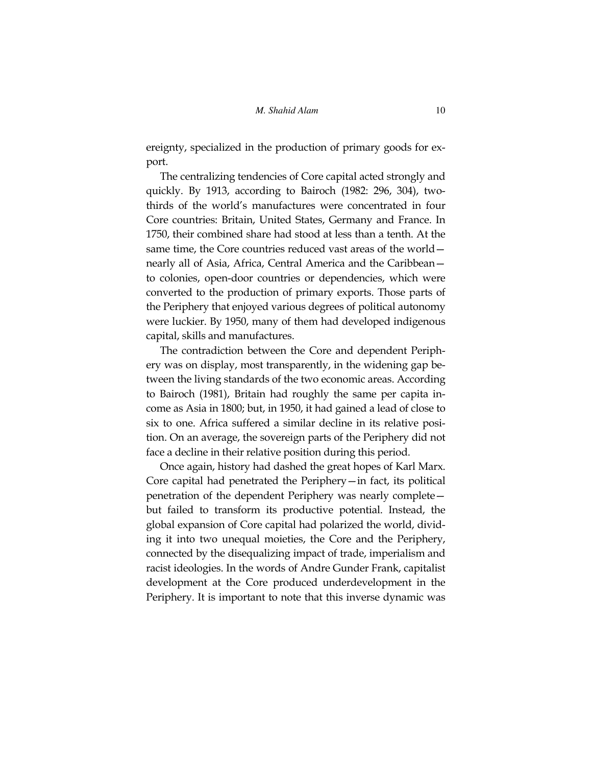ereignty, specialized in the production of primary goods for export.

The centralizing tendencies of Core capital acted strongly and quickly. By 1913, according to Bairoch (1982: 296, 304), two-thirds of the world's manufactures were concentrated in four Core countries: Britain, United States, Germany and France. In 1750, their combined share had stood at less than a tenth. At the same time, the Core countries reduced vast areas of the world—nearly all of Asia, Africa, Central America and the Caribbean—to colonies, open-door countries or dependencies, which were converted to the production of primary exports. Those parts of the Periphery that enjoyed various degrees of political autonomy were luckier. By 1950, many of them had developed indigenous capital, skills and manufactures.

The contradiction between the Core and dependent Periphery was on display, most transparently, in the widening gap between the living standards of the two economic areas. According to Bairoch (1981), Britain had roughly the same per capita income as Asia in 1800; but, in 1950, it had gained a lead of close to six to one. Africa suffered a similar decline in its relative position. On an average, the sovereign parts of the Periphery did not face a decline in their relative position during this period.

Once again, history had dashed the great hopes of Karl Marx. Core capital had penetrated the Periphery—in fact, its political penetration of the dependent Periphery was nearly complete—but failed to transform its productive potential. Instead, the global expansion of Core capital had polarized the world, dividing it into two unequal moieties, the Core and the Periphery, connected by the disequalizing impact of trade, imperialism and racist ideologies. In the words of Andre Gunder Frank, capitalist development at the Core produced underdevelopment in the Periphery. It is important to note that this inverse dynamic was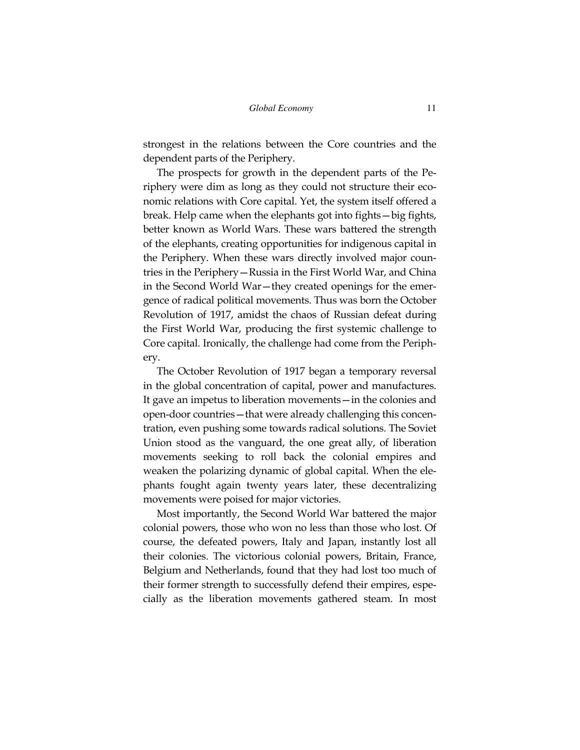strongest in the relations between the Core countries and the dependent parts of the Periphery.

The prospects for growth in the dependent parts of the Periphery were dim as long as they could not structure their economic relations with Core capital. Yet, the system itself offered a break. Help came when the elephants got into fights—big fights, better known as World Wars. These wars battered the strength of the elephants, creating opportunities for indigenous capital in the Periphery. When these wars directly involved major countries in the Periphery—Russia in the First World War, and China in the Second World War—they created openings for the emergence of radical political movements. Thus was born the October Revolution of 1917, amidst the chaos of Russian defeat during the First World War, producing the first systemic challenge to Core capital. Ironically, the challenge had come from the Periphery.

The October Revolution of 1917 began a temporary reversal in the global concentration of capital, power and manufactures. It gave an impetus to liberation movements—in the colonies and open-door countries—that were already challenging this concentration, even pushing some towards radical solutions. The Soviet Union stood as the vanguard, the one great ally, of liberation movements seeking to roll back the colonial empires and weaken the polarizing dynamic of global capital. When the elephants fought again twenty years later, these decentralizing movements were poised for major victories.

Most importantly, the Second World War battered the major colonial powers, those who won no less than those who lost. Of course, the defeated powers, Italy and Japan, instantly lost all their colonies. The victorious colonial powers, Britain, France, Belgium and Netherlands, found that they had lost too much of their former strength to successfully defend their empires, especially as the liberation movements gathered steam. In most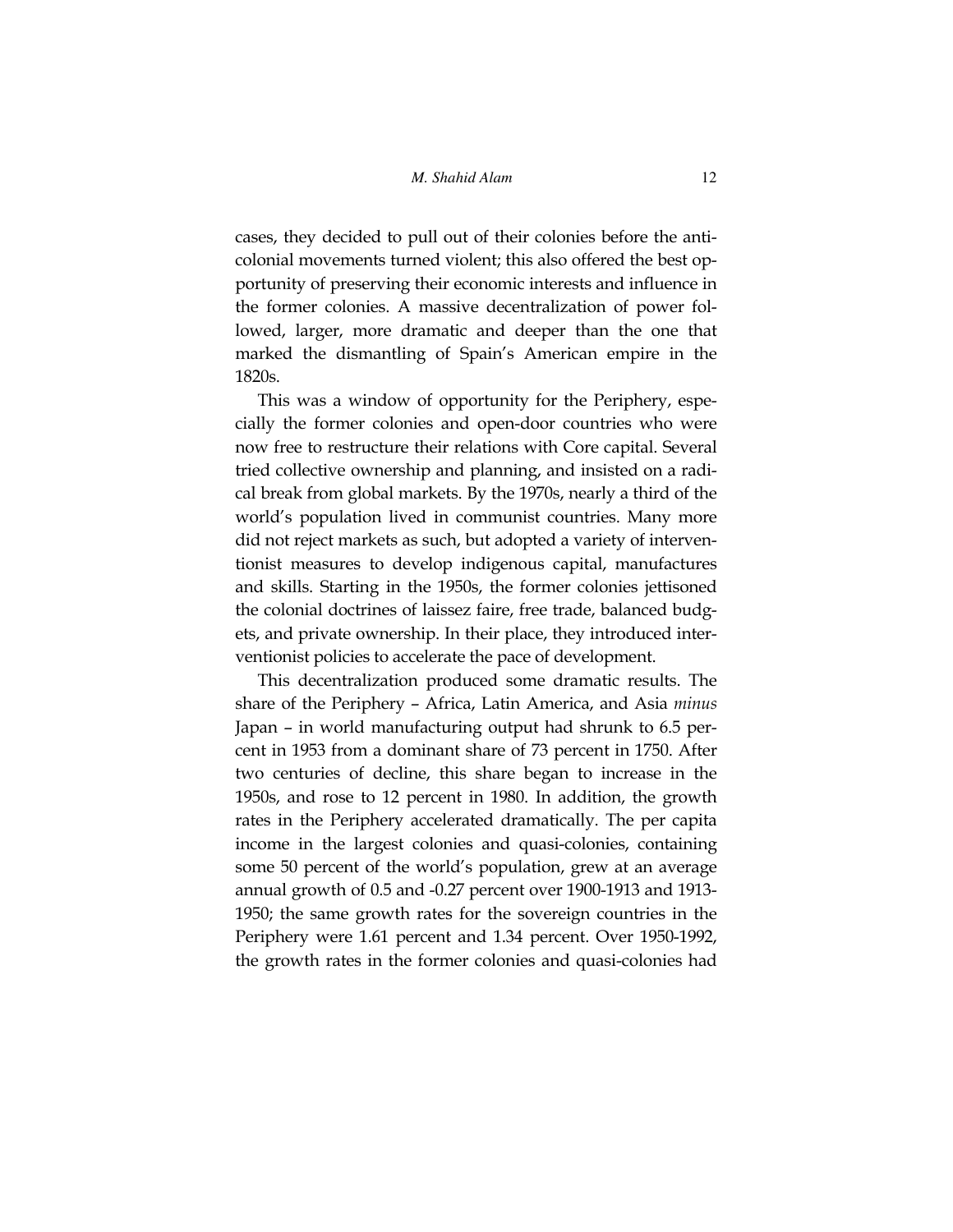cases, they decided to pull out of their colonies before the anti-colonial movements turned violent; this also offered the best opportunity of preserving their economic interests and influence in the former colonies. A massive decentralization of power followed, larger, more dramatic and deeper than the one that marked the dismantling of Spain's American empire in the 1820s.

This was a window of opportunity for the Periphery, especially the former colonies and open-door countries who were now free to restructure their relations with Core capital. Several tried collective ownership and planning, and insisted on a radical break from global markets. By the 1970s, nearly a third of the world's population lived in communist countries. Many more did not reject markets as such, but adopted a variety of interventionist measures to develop indigenous capital, manufactures and skills. Starting in the 1950s, the former colonies jettisoned the colonial doctrines of laissez faire, free trade, balanced budgets, and private ownership. In their place, they introduced interventionist policies to accelerate the pace of development.

This decentralization produced some dramatic results. The share of the Periphery – Africa, Latin America, and Asia *minus* Japan – in world manufacturing output had shrunk to 6.5 percent in 1953 from a dominant share of 73 percent in 1750. After two centuries of decline, this share began to increase in the 1950s, and rose to 12 percent in 1980. In addition, the growth rates in the Periphery accelerated dramatically. The per capita income in the largest colonies and quasi-colonies, containing some 50 percent of the world's population, grew at an average annual growth of 0.5 and -0.27 percent over 1900-1913 and 1913-1950; the same growth rates for the sovereign countries in the Periphery were 1.61 percent and 1.34 percent. Over 1950-1992, the growth rates in the former colonies and quasi-colonies had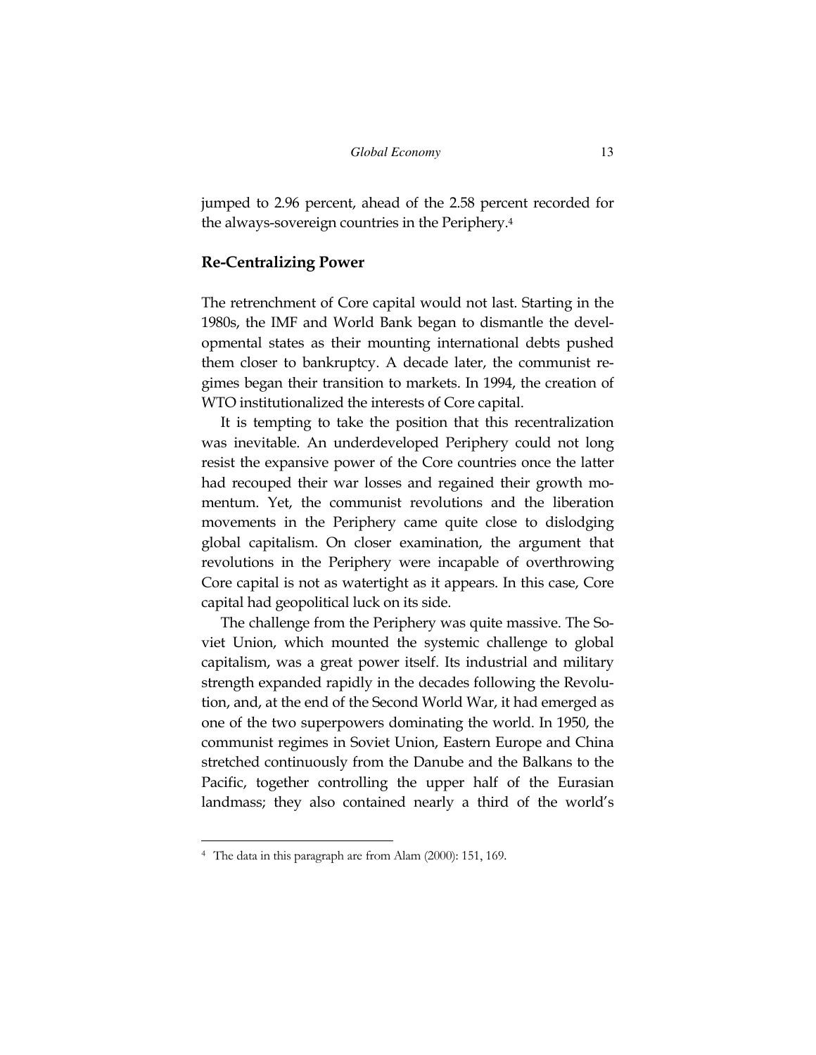jumped to 2.96 percent, ahead of the 2.58 percent recorded for the always-sovereign countries in the Periphery.[4]

## Re-Centralizing Power

The retrenchment of Core capital would not last. Starting in the 1980s, the IMF and World Bank began to dismantle the developmental states as their mounting international debts pushed them closer to bankruptcy. A decade later, the communist regimes began their transition to markets. In 1994, the creation of WTO institutionalized the interests of Core capital.

It is tempting to take the position that this recentralization was inevitable. An underdeveloped Periphery could not long resist the expansive power of the Core countries once the latter had recouped their war losses and regained their growth momentum. Yet, the communist revolutions and the liberation movements in the Periphery came quite close to dislodging global capitalism. On closer examination, the argument that revolutions in the Periphery were incapable of overthrowing Core capital is not as watertight as it appears. In this case, Core capital had geopolitical luck on its side.

The challenge from the Periphery was quite massive. The Soviet Union, which mounted the systemic challenge to global capitalism, was a great power itself. Its industrial and military strength expanded rapidly in the decades following the Revolution, and, at the end of the Second World War, it had emerged as one of the two superpowers dominating the world. In 1950, the communist regimes in Soviet Union, Eastern Europe and China stretched continuously from the Danube and the Balkans to the Pacific, together controlling the upper half of the Eurasian landmass; they also contained nearly a third of the world's

[4] The data in this paragraph are from Alam (2000): 151, 169.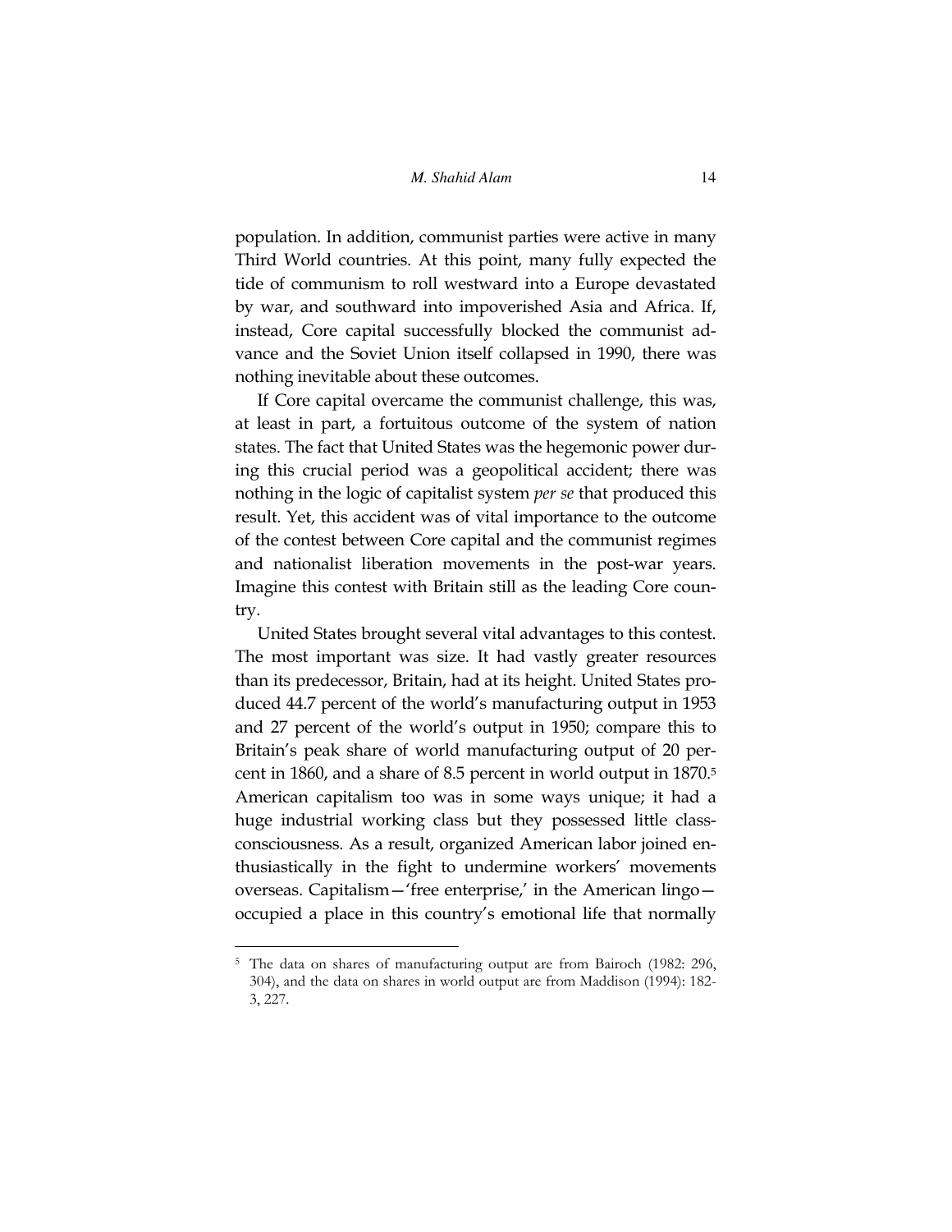population. In addition, communist parties were active in many Third World countries. At this point, many fully expected the tide of communism to roll westward into a Europe devastated by war, and southward into impoverished Asia and Africa. If, instead, Core capital successfully blocked the communist advance and the Soviet Union itself collapsed in 1990, there was nothing inevitable about these outcomes.

If Core capital overcame the communist challenge, this was, at least in part, a fortuitous outcome of the system of nation states. The fact that United States was the hegemonic power during this crucial period was a geopolitical accident; there was nothing in the logic of capitalist system *per se* that produced this result. Yet, this accident was of vital importance to the outcome of the contest between Core capital and the communist regimes and nationalist liberation movements in the post-war years. Imagine this contest with Britain still as the leading Core country.

United States brought several vital advantages to this contest. The most important was size. It had vastly greater resources than its predecessor, Britain, had at its height. United States produced 44.7 percent of the world's manufacturing output in 1953 and 27 percent of the world's output in 1950; compare this to Britain's peak share of world manufacturing output of 20 percent in 1860, and a share of 8.5 percent in world output in 1870.[5] American capitalism too was in some ways unique; it had a huge industrial working class but they possessed little class-consciousness. As a result, organized American labor joined enthusiastically in the fight to undermine workers' movements overseas. Capitalism—'free enterprise,' in the American lingo—occupied a place in this country's emotional life that normally

---

[5] The data on shares of manufacturing output are from Bairoch (1982: 296, 304), and the data on shares in world output are from Maddison (1994): 182-3, 227.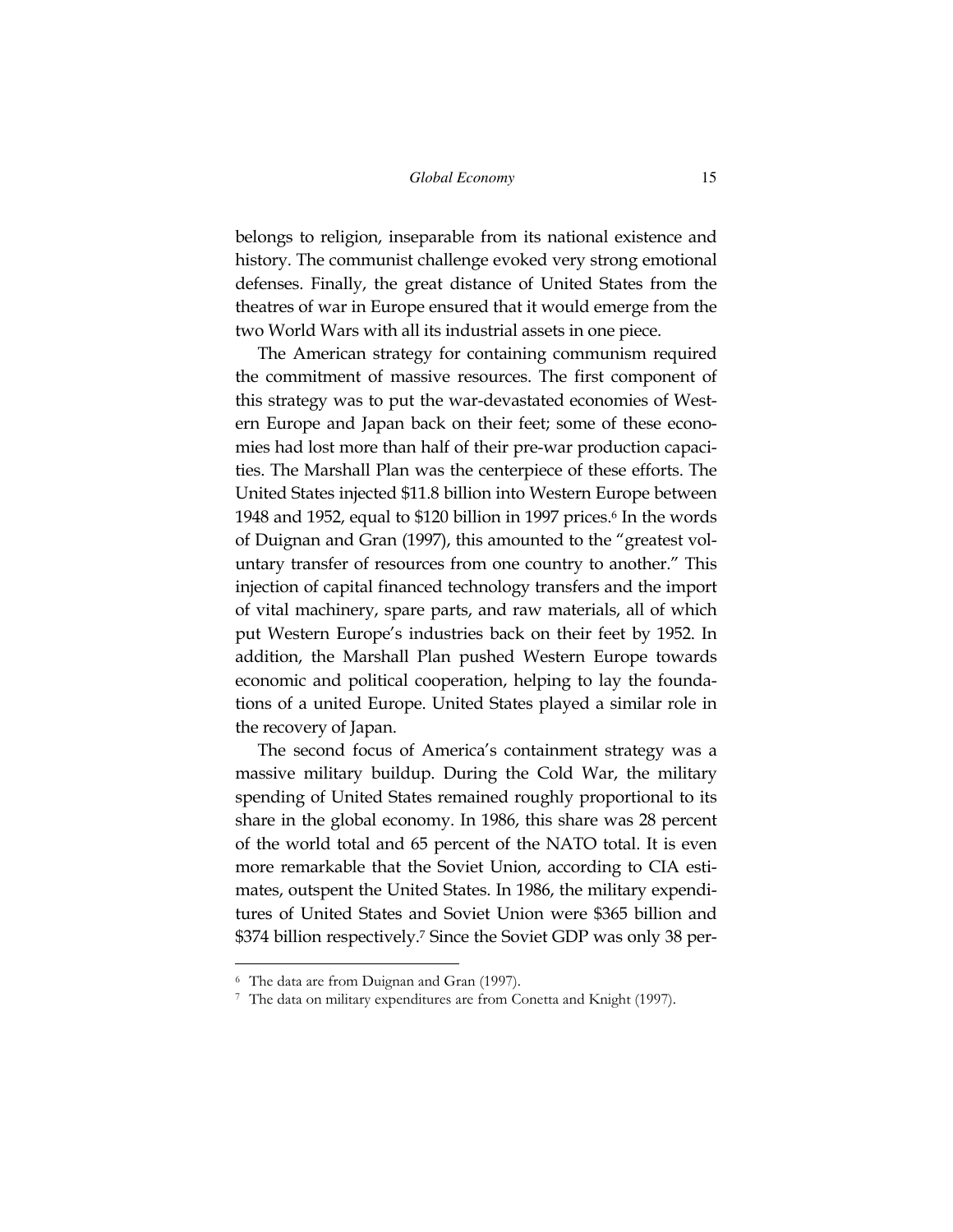belongs to religion, inseparable from its national existence and history. The communist challenge evoked very strong emotional defenses. Finally, the great distance of United States from the theatres of war in Europe ensured that it would emerge from the two World Wars with all its industrial assets in one piece.

The American strategy for containing communism required the commitment of massive resources. The first component of this strategy was to put the war-devastated economies of Western Europe and Japan back on their feet; some of these economies had lost more than half of their pre-war production capacities. The Marshall Plan was the centerpiece of these efforts. The United States injected $11.8 billion into Western Europe between 1948 and 1952, equal to $120 billion in 1997 prices.[6] In the words of Duignan and Gran (1997), this amounted to the "greatest voluntary transfer of resources from one country to another." This injection of capital financed technology transfers and the import of vital machinery, spare parts, and raw materials, all of which put Western Europe's industries back on their feet by 1952. In addition, the Marshall Plan pushed Western Europe towards economic and political cooperation, helping to lay the foundations of a united Europe. United States played a similar role in the recovery of Japan.

The second focus of America's containment strategy was a massive military buildup. During the Cold War, the military spending of United States remained roughly proportional to its share in the global economy. In 1986, this share was 28 percent of the world total and 65 percent of the NATO total. It is even more remarkable that the Soviet Union, according to CIA estimates, outspent the United States. In 1986, the military expenditures of United States and Soviet Union were $365 billion and $374 billion respectively.[7] Since the Soviet GDP was only 38 per-

[6] The data are from Duignan and Gran (1997).

[7] The data on military expenditures are from Conetta and Knight (1997).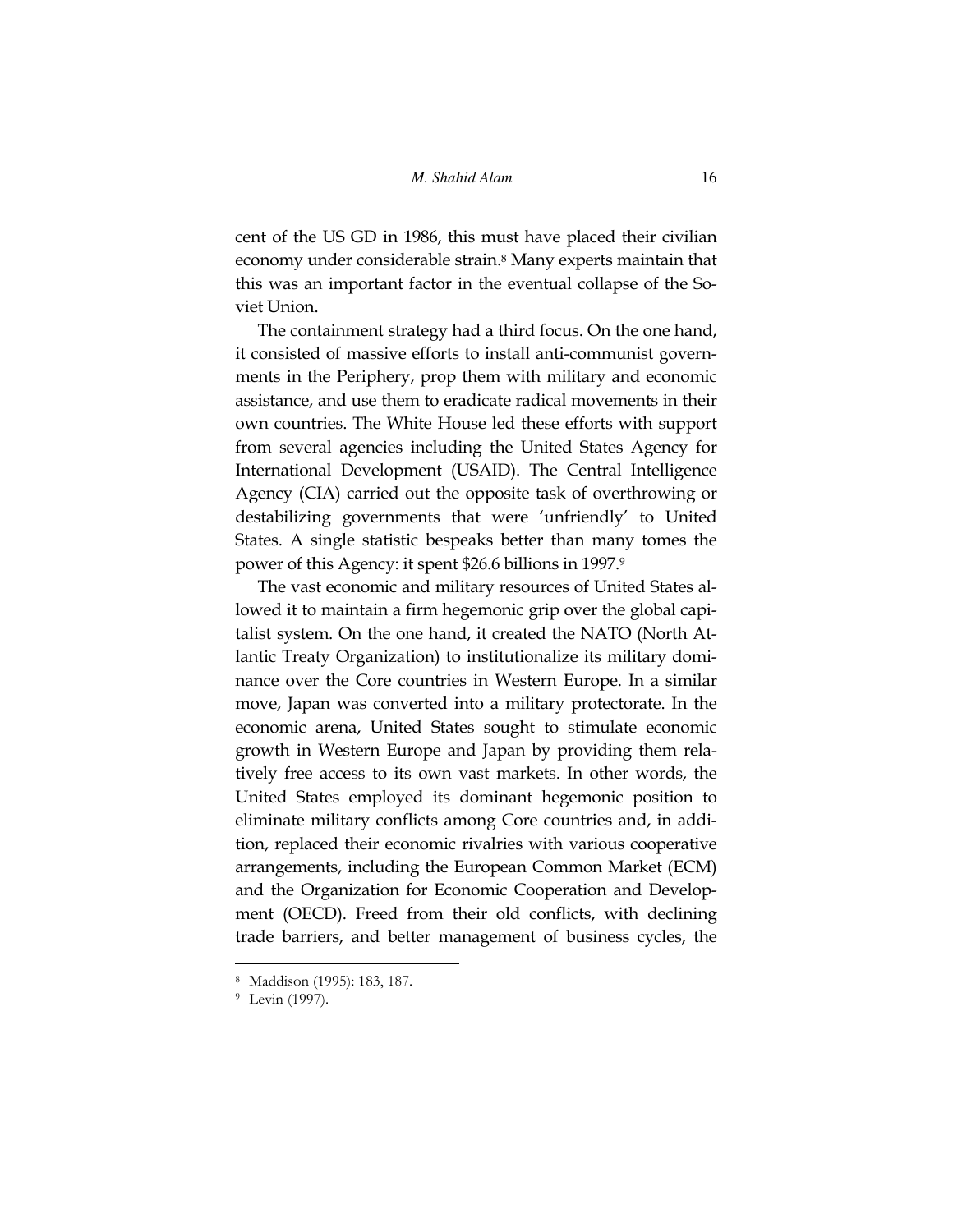cent of the US GD in 1986, this must have placed their civilian economy under considerable strain.[8] Many experts maintain that this was an important factor in the eventual collapse of the Soviet Union.

The containment strategy had a third focus. On the one hand, it consisted of massive efforts to install anti-communist governments in the Periphery, prop them with military and economic assistance, and use them to eradicate radical movements in their own countries. The White House led these efforts with support from several agencies including the United States Agency for International Development (USAID). The Central Intelligence Agency (CIA) carried out the opposite task of overthrowing or destabilizing governments that were 'unfriendly' to United States. A single statistic bespeaks better than many tomes the power of this Agency: it spent $26.6 billions in 1997.[9]

The vast economic and military resources of United States allowed it to maintain a firm hegemonic grip over the global capitalist system. On the one hand, it created the NATO (North Atlantic Treaty Organization) to institutionalize its military dominance over the Core countries in Western Europe. In a similar move, Japan was converted into a military protectorate. In the economic arena, United States sought to stimulate economic growth in Western Europe and Japan by providing them relatively free access to its own vast markets. In other words, the United States employed its dominant hegemonic position to eliminate military conflicts among Core countries and, in addition, replaced their economic rivalries with various cooperative arrangements, including the European Common Market (ECM) and the Organization for Economic Cooperation and Development (OECD). Freed from their old conflicts, with declining trade barriers, and better management of business cycles, the

---

[8] Maddison (1995): 183, 187.

[9] Levin (1997).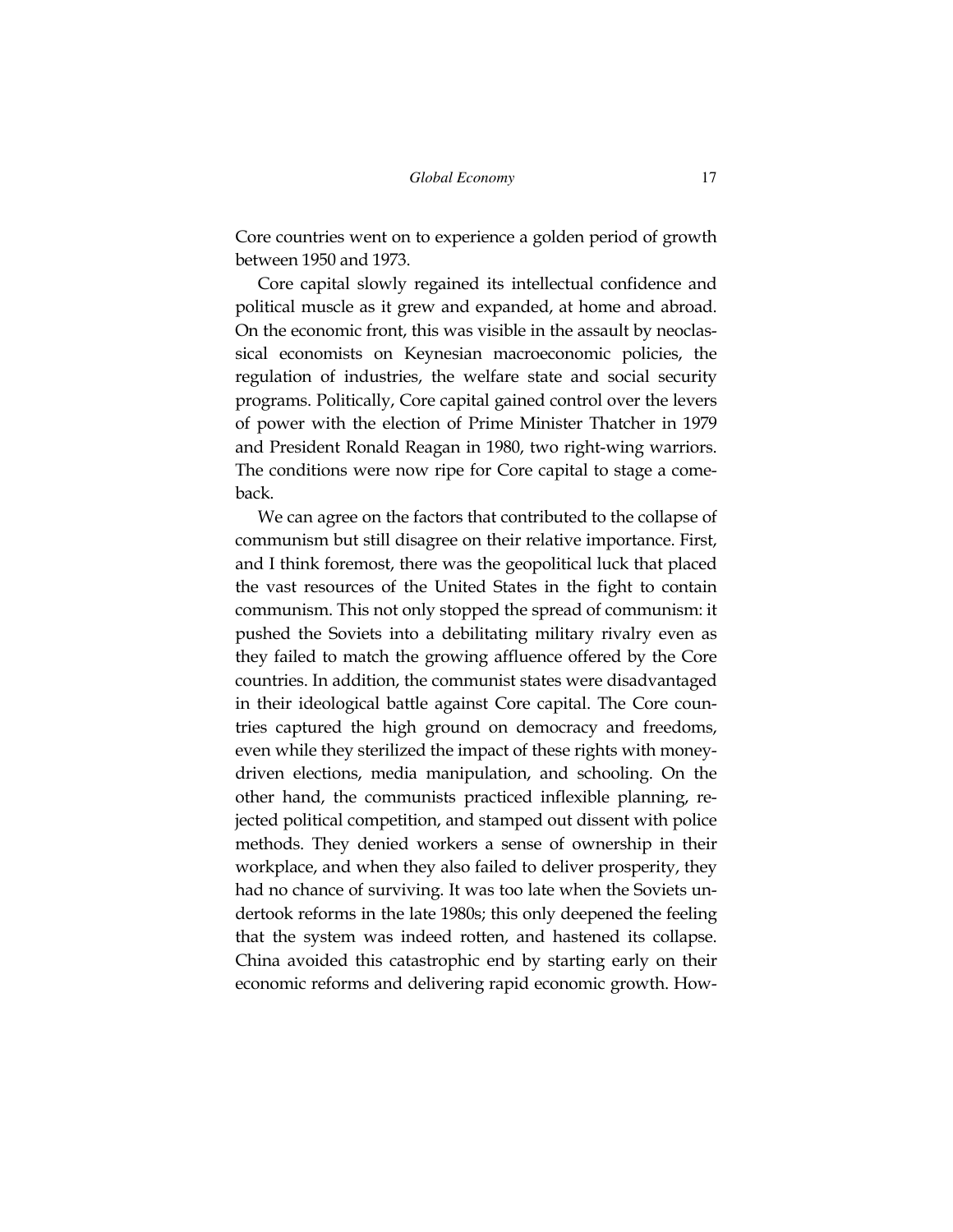Core countries went on to experience a golden period of growth between 1950 and 1973.

Core capital slowly regained its intellectual confidence and political muscle as it grew and expanded, at home and abroad. On the economic front, this was visible in the assault by neoclassical economists on Keynesian macroeconomic policies, the regulation of industries, the welfare state and social security programs. Politically, Core capital gained control over the levers of power with the election of Prime Minister Thatcher in 1979 and President Ronald Reagan in 1980, two right-wing warriors. The conditions were now ripe for Core capital to stage a comeback.

We can agree on the factors that contributed to the collapse of communism but still disagree on their relative importance. First, and I think foremost, there was the geopolitical luck that placed the vast resources of the United States in the fight to contain communism. This not only stopped the spread of communism: it pushed the Soviets into a debilitating military rivalry even as they failed to match the growing affluence offered by the Core countries. In addition, the communist states were disadvantaged in their ideological battle against Core capital. The Core countries captured the high ground on democracy and freedoms, even while they sterilized the impact of these rights with money-driven elections, media manipulation, and schooling. On the other hand, the communists practiced inflexible planning, rejected political competition, and stamped out dissent with police methods. They denied workers a sense of ownership in their workplace, and when they also failed to deliver prosperity, they had no chance of surviving. It was too late when the Soviets undertook reforms in the late 1980s; this only deepened the feeling that the system was indeed rotten, and hastened its collapse. China avoided this catastrophic end by starting early on their economic reforms and delivering rapid economic growth. How-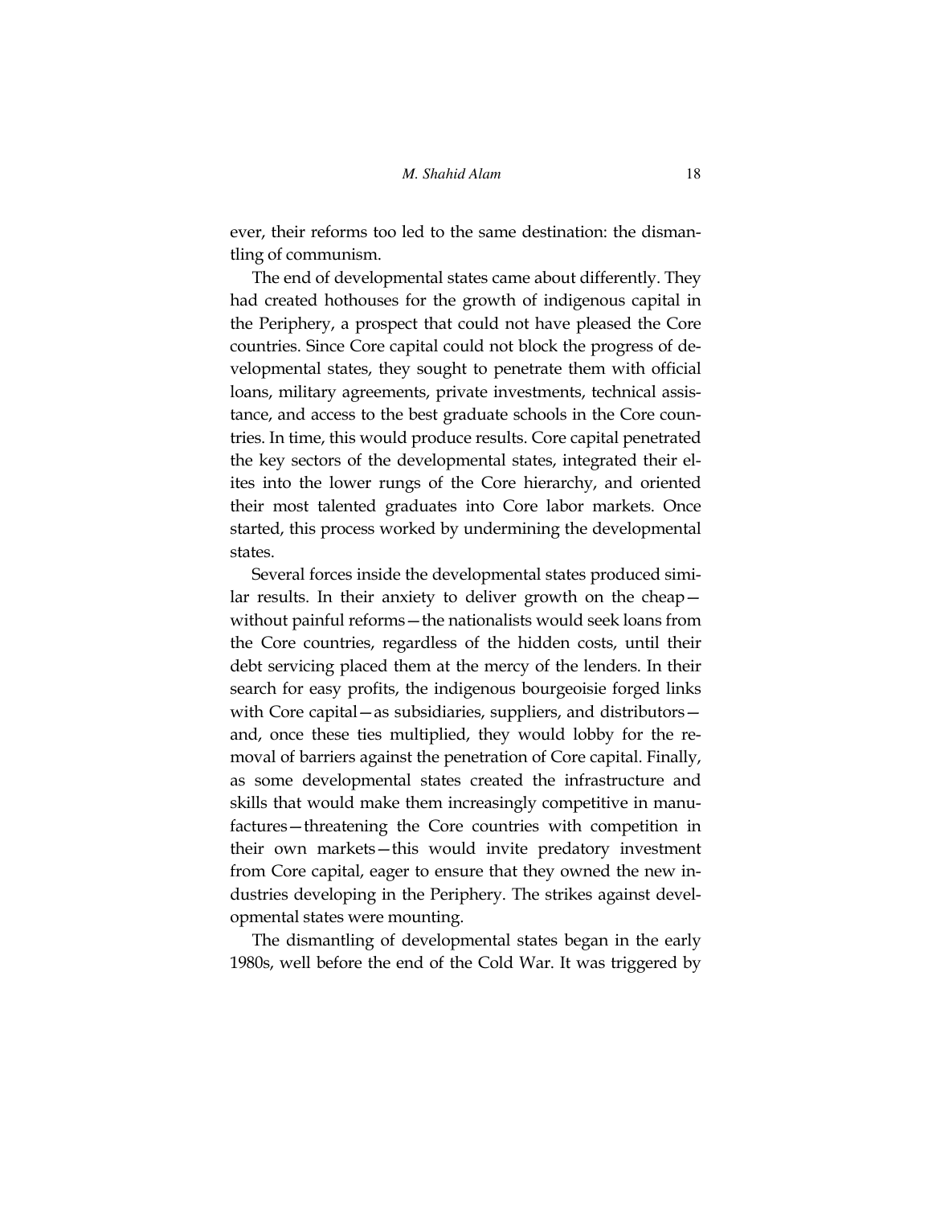ever, their reforms too led to the same destination: the dismantling of communism.

The end of developmental states came about differently. They had created hothouses for the growth of indigenous capital in the Periphery, a prospect that could not have pleased the Core countries. Since Core capital could not block the progress of developmental states, they sought to penetrate them with official loans, military agreements, private investments, technical assistance, and access to the best graduate schools in the Core countries. In time, this would produce results. Core capital penetrated the key sectors of the developmental states, integrated their elites into the lower rungs of the Core hierarchy, and oriented their most talented graduates into Core labor markets. Once started, this process worked by undermining the developmental states.

Several forces inside the developmental states produced similar results. In their anxiety to deliver growth on the cheap—without painful reforms—the nationalists would seek loans from the Core countries, regardless of the hidden costs, until their debt servicing placed them at the mercy of the lenders. In their search for easy profits, the indigenous bourgeoisie forged links with Core capital—as subsidiaries, suppliers, and distributors—and, once these ties multiplied, they would lobby for the removal of barriers against the penetration of Core capital. Finally, as some developmental states created the infrastructure and skills that would make them increasingly competitive in manufactures—threatening the Core countries with competition in their own markets—this would invite predatory investment from Core capital, eager to ensure that they owned the new industries developing in the Periphery. The strikes against developmental states were mounting.

The dismantling of developmental states began in the early 1980s, well before the end of the Cold War. It was triggered by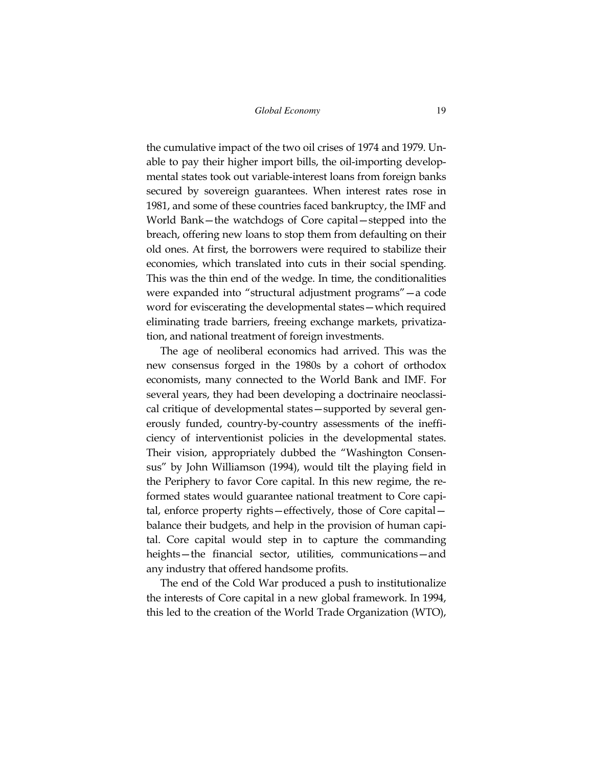the cumulative impact of the two oil crises of 1974 and 1979. Unable to pay their higher import bills, the oil-importing developmental states took out variable-interest loans from foreign banks secured by sovereign guarantees. When interest rates rose in 1981, and some of these countries faced bankruptcy, the IMF and World Bank—the watchdogs of Core capital—stepped into the breach, offering new loans to stop them from defaulting on their old ones. At first, the borrowers were required to stabilize their economies, which translated into cuts in their social spending. This was the thin end of the wedge. In time, the conditionalities were expanded into "structural adjustment programs"—a code word for eviscerating the developmental states—which required eliminating trade barriers, freeing exchange markets, privatization, and national treatment of foreign investments.

The age of neoliberal economics had arrived. This was the new consensus forged in the 1980s by a cohort of orthodox economists, many connected to the World Bank and IMF. For several years, they had been developing a doctrinaire neoclassical critique of developmental states—supported by several generously funded, country-by-country assessments of the inefficiency of interventionist policies in the developmental states. Their vision, appropriately dubbed the "Washington Consensus" by John Williamson (1994), would tilt the playing field in the Periphery to favor Core capital. In this new regime, the reformed states would guarantee national treatment to Core capital, enforce property rights—effectively, those of Core capital—balance their budgets, and help in the provision of human capital. Core capital would step in to capture the commanding heights—the financial sector, utilities, communications—and any industry that offered handsome profits.

The end of the Cold War produced a push to institutionalize the interests of Core capital in a new global framework. In 1994, this led to the creation of the World Trade Organization (WTO),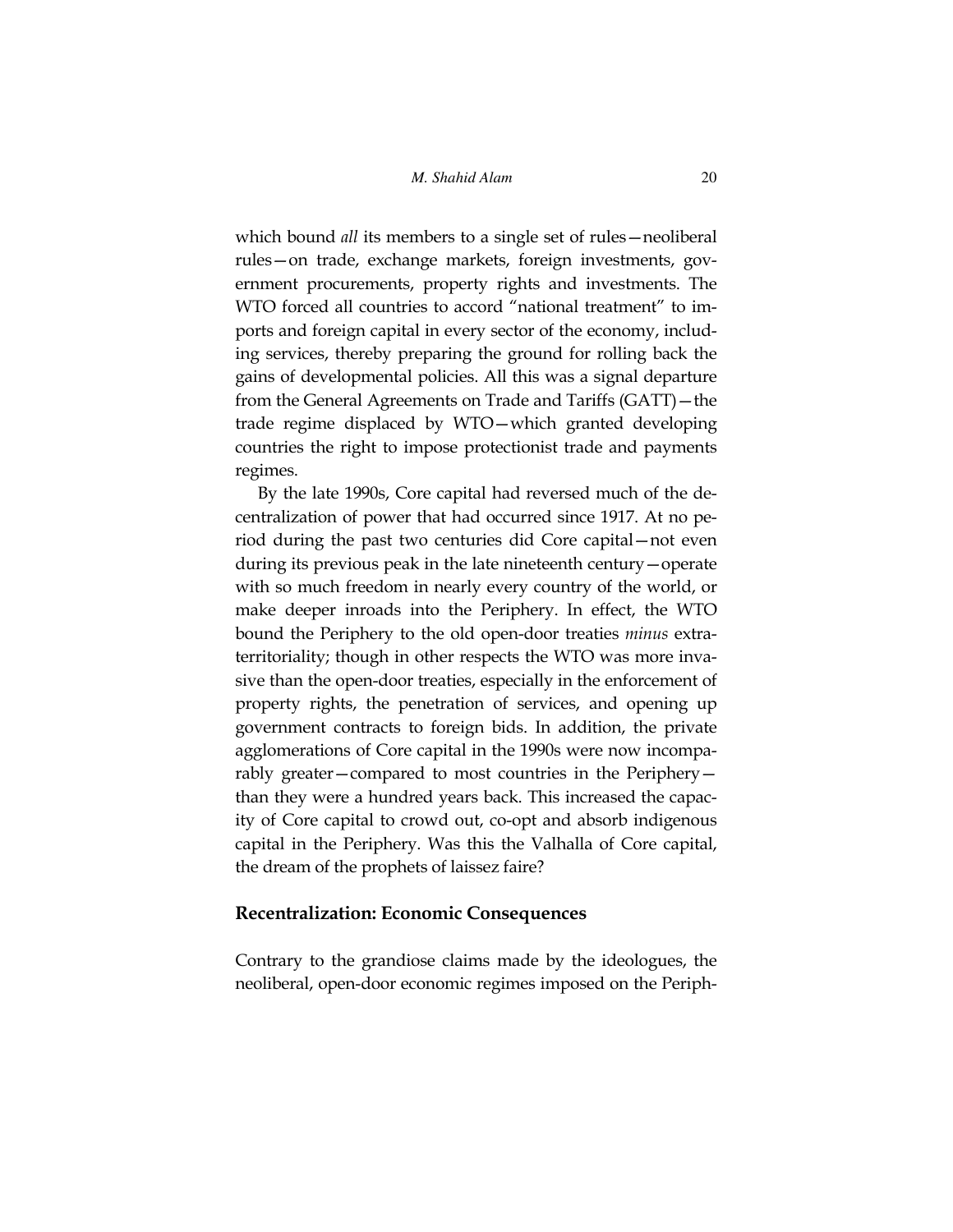which bound *all* its members to a single set of rules—neoliberal rules—on trade, exchange markets, foreign investments, government procurements, property rights and investments. The WTO forced all countries to accord "national treatment" to imports and foreign capital in every sector of the economy, including services, thereby preparing the ground for rolling back the gains of developmental policies. All this was a signal departure from the General Agreements on Trade and Tariffs (GATT)—the trade regime displaced by WTO—which granted developing countries the right to impose protectionist trade and payments regimes.

By the late 1990s, Core capital had reversed much of the decentralization of power that had occurred since 1917. At no period during the past two centuries did Core capital—not even during its previous peak in the late nineteenth century—operate with so much freedom in nearly every country of the world, or make deeper inroads into the Periphery. In effect, the WTO bound the Periphery to the old open-door treaties *minus* extraterritoriality; though in other respects the WTO was more invasive than the open-door treaties, especially in the enforcement of property rights, the penetration of services, and opening up government contracts to foreign bids. In addition, the private agglomerations of Core capital in the 1990s were now incomparably greater—compared to most countries in the Periphery—than they were a hundred years back. This increased the capacity of Core capital to crowd out, co-opt and absorb indigenous capital in the Periphery. Was this the Valhalla of Core capital, the dream of the prophets of laissez faire?

## Recentralization: Economic Consequences

Contrary to the grandiose claims made by the ideologues, the neoliberal, open-door economic regimes imposed on the Periph-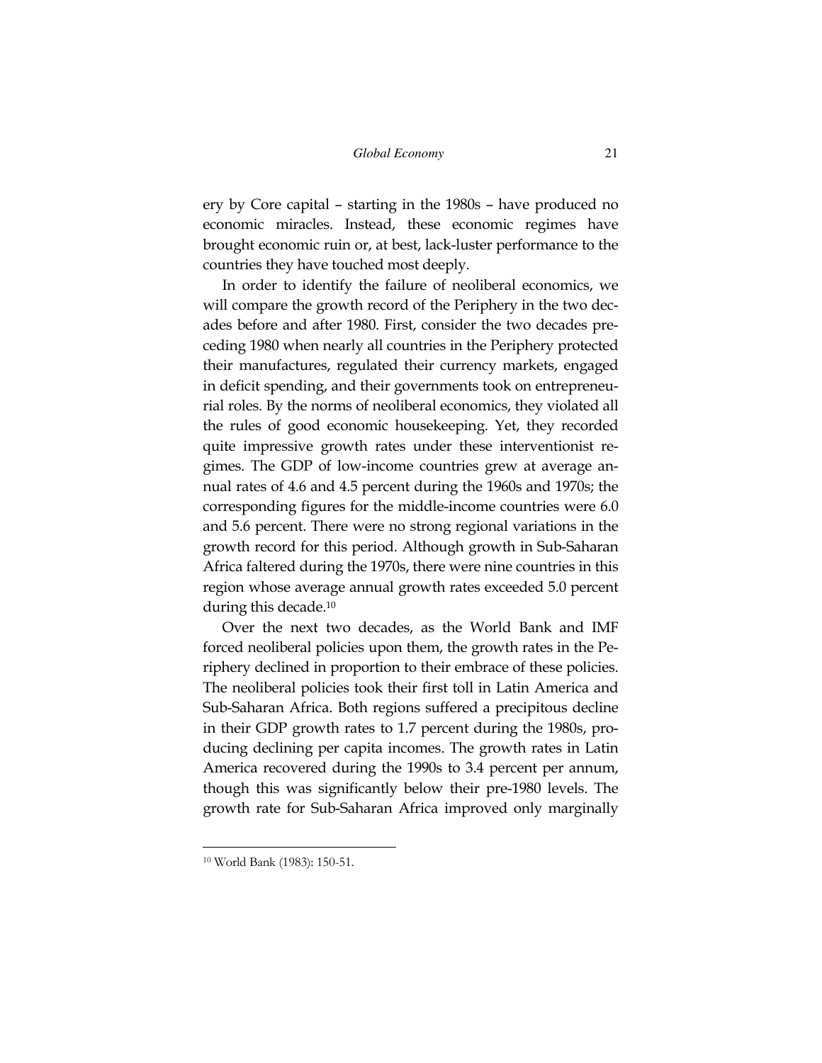ery by Core capital – starting in the 1980s – have produced no economic miracles. Instead, these economic regimes have brought economic ruin or, at best, lack-luster performance to the countries they have touched most deeply.

In order to identify the failure of neoliberal economics, we will compare the growth record of the Periphery in the two decades before and after 1980. First, consider the two decades preceding 1980 when nearly all countries in the Periphery protected their manufactures, regulated their currency markets, engaged in deficit spending, and their governments took on entrepreneurial roles. By the norms of neoliberal economics, they violated all the rules of good economic housekeeping. Yet, they recorded quite impressive growth rates under these interventionist regimes. The GDP of low-income countries grew at average annual rates of 4.6 and 4.5 percent during the 1960s and 1970s; the corresponding figures for the middle-income countries were 6.0 and 5.6 percent. There were no strong regional variations in the growth record for this period. Although growth in Sub-Saharan Africa faltered during the 1970s, there were nine countries in this region whose average annual growth rates exceeded 5.0 percent during this decade.[10]

Over the next two decades, as the World Bank and IMF forced neoliberal policies upon them, the growth rates in the Periphery declined in proportion to their embrace of these policies. The neoliberal policies took their first toll in Latin America and Sub-Saharan Africa. Both regions suffered a precipitous decline in their GDP growth rates to 1.7 percent during the 1980s, producing declining per capita incomes. The growth rates in Latin America recovered during the 1990s to 3.4 percent per annum, though this was significantly below their pre-1980 levels. The growth rate for Sub-Saharan Africa improved only marginally

[10] World Bank (1983): 150-51.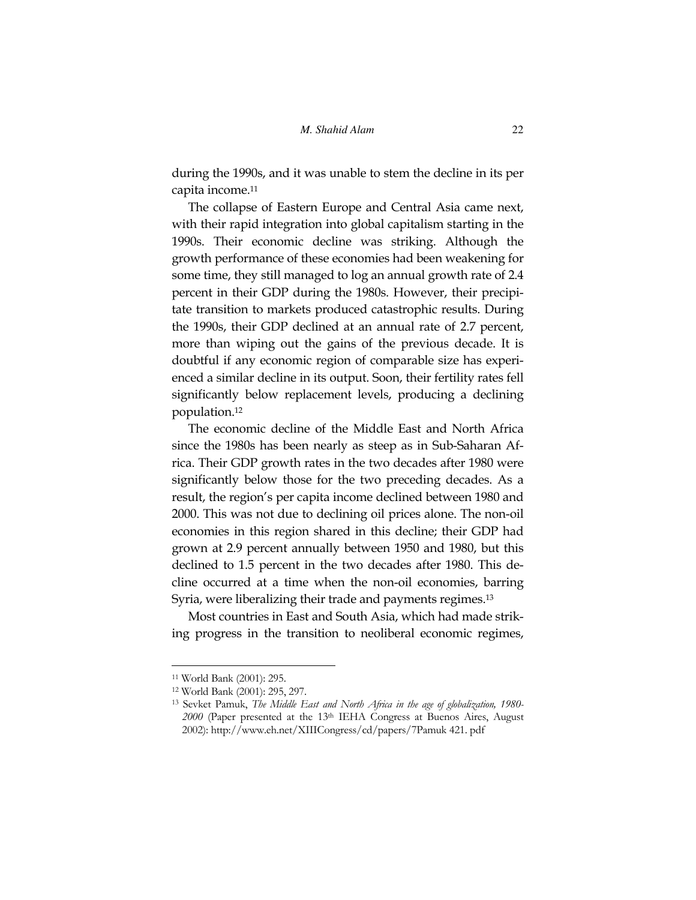during the 1990s, and it was unable to stem the decline in its per capita income.[11]

The collapse of Eastern Europe and Central Asia came next, with their rapid integration into global capitalism starting in the 1990s. Their economic decline was striking. Although the growth performance of these economies had been weakening for some time, they still managed to log an annual growth rate of 2.4 percent in their GDP during the 1980s. However, their precipitate transition to markets produced catastrophic results. During the 1990s, their GDP declined at an annual rate of 2.7 percent, more than wiping out the gains of the previous decade. It is doubtful if any economic region of comparable size has experienced a similar decline in its output. Soon, their fertility rates fell significantly below replacement levels, producing a declining population.[12]

The economic decline of the Middle East and North Africa since the 1980s has been nearly as steep as in Sub-Saharan Africa. Their GDP growth rates in the two decades after 1980 were significantly below those for the two preceding decades. As a result, the region's per capita income declined between 1980 and 2000. This was not due to declining oil prices alone. The non-oil economies in this region shared in this decline; their GDP had grown at 2.9 percent annually between 1950 and 1980, but this declined to 1.5 percent in the two decades after 1980. This decline occurred at a time when the non-oil economies, barring Syria, were liberalizing their trade and payments regimes.[13]

Most countries in East and South Asia, which had made striking progress in the transition to neoliberal economic regimes,

---

[11] World Bank (2001): 295.

[12] World Bank (2001): 295, 297.

[13] Sevket Pamuk, *The Middle East and North Africa in the age of globalization, 1980-2000* (Paper presented at the 13th IEHA Congress at Buenos Aires, August 2002): http://www.eh.net/XIIICongress/cd/papers/7Pamuk 421. pdf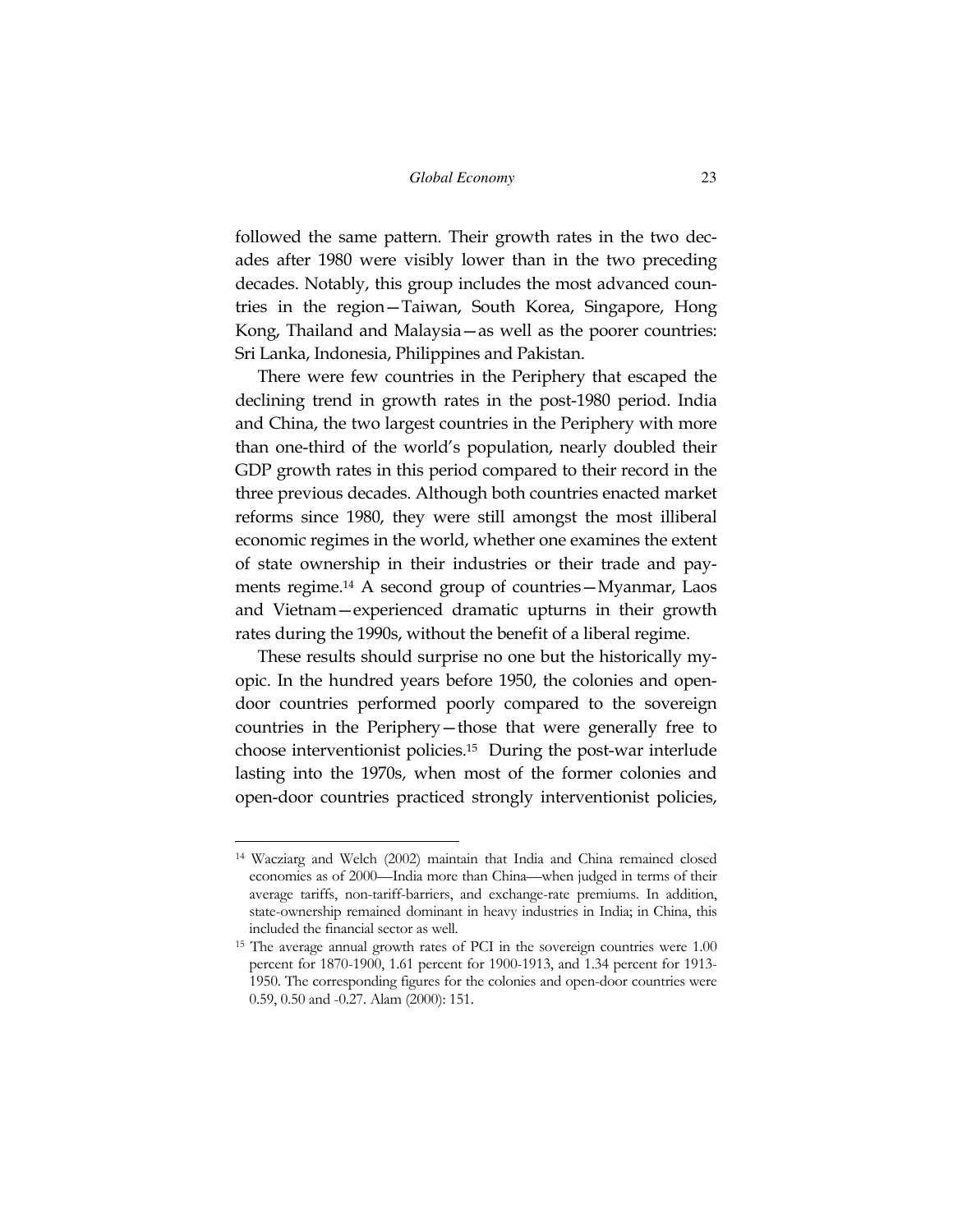followed the same pattern. Their growth rates in the two decades after 1980 were visibly lower than in the two preceding decades. Notably, this group includes the most advanced countries in the region—Taiwan, South Korea, Singapore, Hong Kong, Thailand and Malaysia—as well as the poorer countries: Sri Lanka, Indonesia, Philippines and Pakistan.

There were few countries in the Periphery that escaped the declining trend in growth rates in the post-1980 period. India and China, the two largest countries in the Periphery with more than one-third of the world's population, nearly doubled their GDP growth rates in this period compared to their record in the three previous decades. Although both countries enacted market reforms since 1980, they were still amongst the most illiberal economic regimes in the world, whether one examines the extent of state ownership in their industries or their trade and payments regime.[14] A second group of countries—Myanmar, Laos and Vietnam—experienced dramatic upturns in their growth rates during the 1990s, without the benefit of a liberal regime.

These results should surprise no one but the historically myopic. In the hundred years before 1950, the colonies and open-door countries performed poorly compared to the sovereign countries in the Periphery—those that were generally free to choose interventionist policies.[15] During the post-war interlude lasting into the 1970s, when most of the former colonies and open-door countries practiced strongly interventionist policies,

---

[14] Wacziarg and Welch (2002) maintain that India and China remained closed economies as of 2000—India more than China—when judged in terms of their average tariffs, non-tariff-barriers, and exchange-rate premiums. In addition, state-ownership remained dominant in heavy industries in India; in China, this included the financial sector as well.

[15] The average annual growth rates of PCI in the sovereign countries were 1.00 percent for 1870-1900, 1.61 percent for 1900-1913, and 1.34 percent for 1913-1950. The corresponding figures for the colonies and open-door countries were 0.59, 0.50 and -0.27. Alam (2000): 151.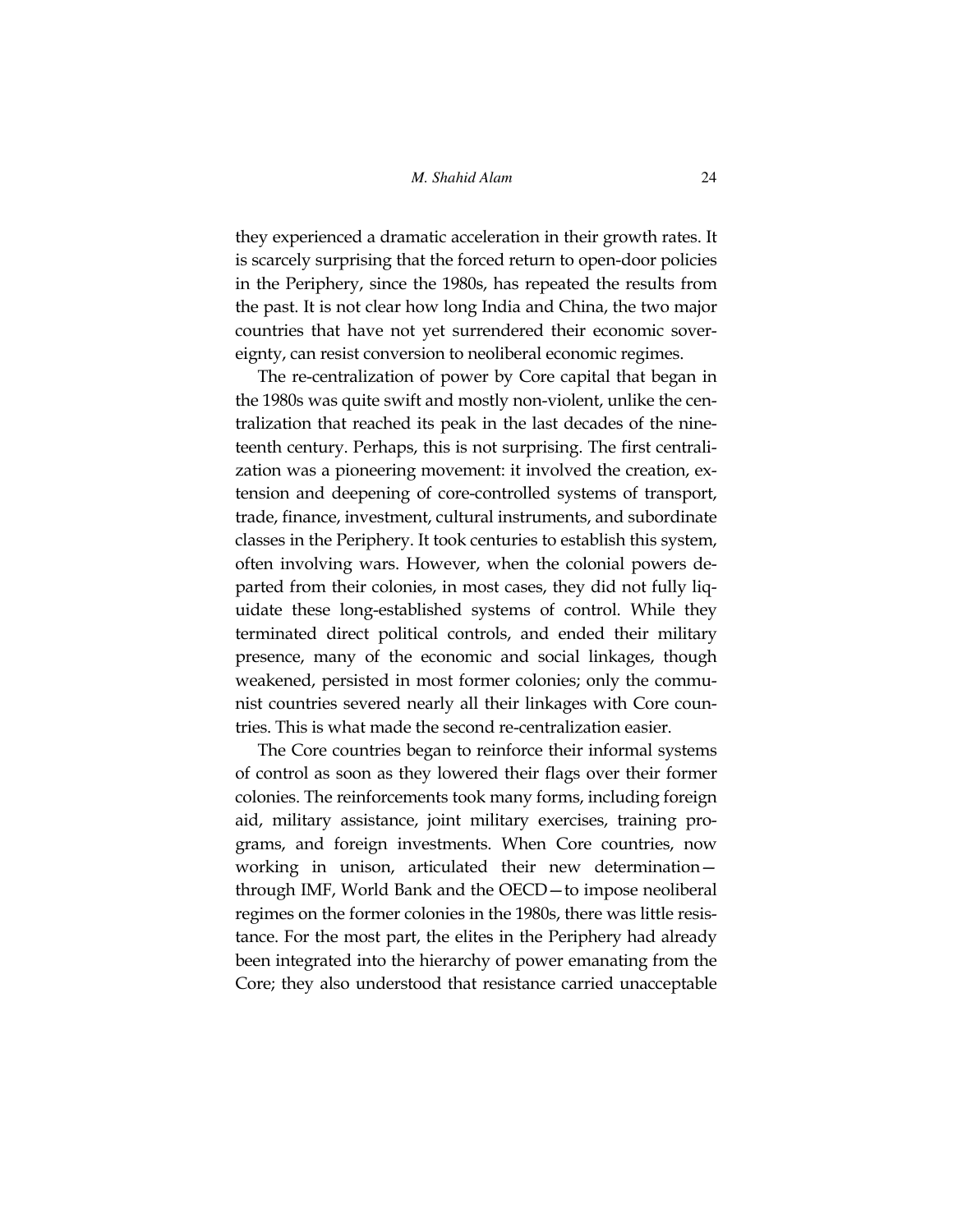they experienced a dramatic acceleration in their growth rates. It is scarcely surprising that the forced return to open-door policies in the Periphery, since the 1980s, has repeated the results from the past. It is not clear how long India and China, the two major countries that have not yet surrendered their economic sovereignty, can resist conversion to neoliberal economic regimes.

The re-centralization of power by Core capital that began in the 1980s was quite swift and mostly non-violent, unlike the centralization that reached its peak in the last decades of the nineteenth century. Perhaps, this is not surprising. The first centralization was a pioneering movement: it involved the creation, extension and deepening of core-controlled systems of transport, trade, finance, investment, cultural instruments, and subordinate classes in the Periphery. It took centuries to establish this system, often involving wars. However, when the colonial powers departed from their colonies, in most cases, they did not fully liquidate these long-established systems of control. While they terminated direct political controls, and ended their military presence, many of the economic and social linkages, though weakened, persisted in most former colonies; only the communist countries severed nearly all their linkages with Core countries. This is what made the second re-centralization easier.

The Core countries began to reinforce their informal systems of control as soon as they lowered their flags over their former colonies. The reinforcements took many forms, including foreign aid, military assistance, joint military exercises, training programs, and foreign investments. When Core countries, now working in unison, articulated their new determination—through IMF, World Bank and the OECD—to impose neoliberal regimes on the former colonies in the 1980s, there was little resistance. For the most part, the elites in the Periphery had already been integrated into the hierarchy of power emanating from the Core; they also understood that resistance carried unacceptable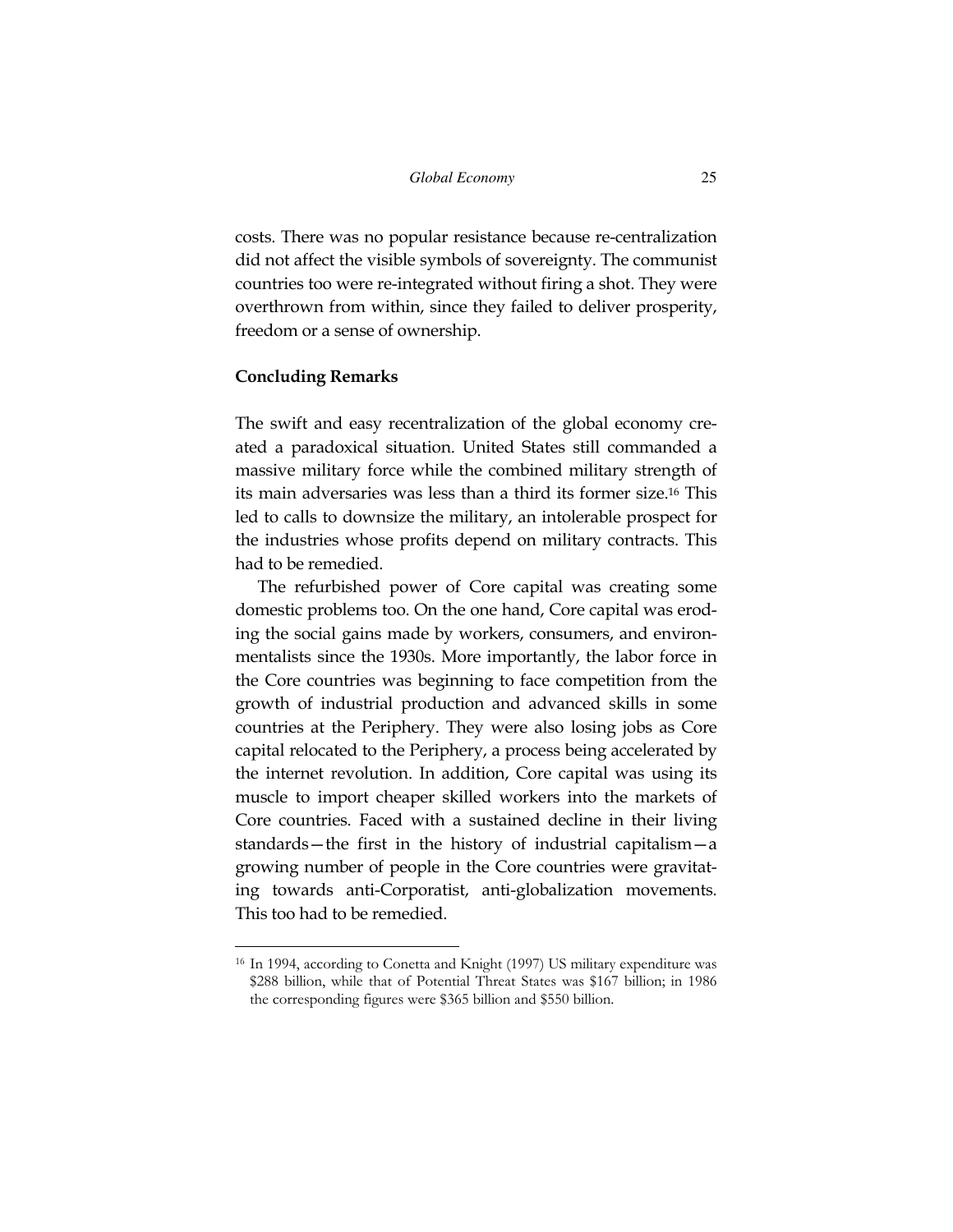costs. There was no popular resistance because re-centralization did not affect the visible symbols of sovereignty. The communist countries too were re-integrated without firing a shot. They were overthrown from within, since they failed to deliver prosperity, freedom or a sense of ownership.

## Concluding Remarks

The swift and easy recentralization of the global economy created a paradoxical situation. United States still commanded a massive military force while the combined military strength of its main adversaries was less than a third its former size.[16] This led to calls to downsize the military, an intolerable prospect for the industries whose profits depend on military contracts. This had to be remedied.

The refurbished power of Core capital was creating some domestic problems too. On the one hand, Core capital was eroding the social gains made by workers, consumers, and environmentalists since the 1930s. More importantly, the labor force in the Core countries was beginning to face competition from the growth of industrial production and advanced skills in some countries at the Periphery. They were also losing jobs as Core capital relocated to the Periphery, a process being accelerated by the internet revolution. In addition, Core capital was using its muscle to import cheaper skilled workers into the markets of Core countries. Faced with a sustained decline in their living standards—the first in the history of industrial capitalism—a growing number of people in the Core countries were gravitating towards anti-Corporatist, anti-globalization movements. This too had to be remedied.

[16] In 1994, according to Conetta and Knight (1997) US military expenditure was \$288 billion, while that of Potential Threat States was \$167 billion; in 1986 the corresponding figures were \$365 billion and \$550 billion.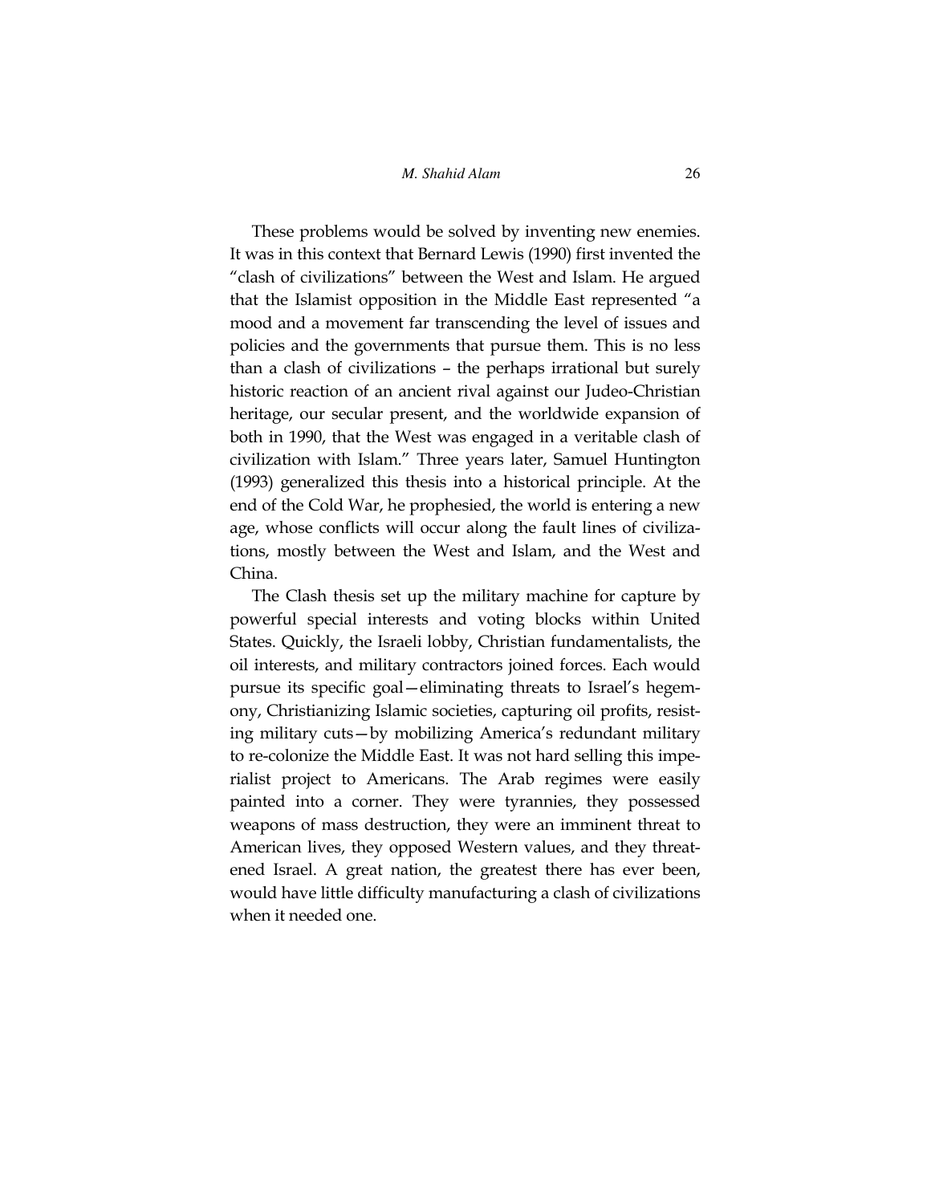These problems would be solved by inventing new enemies. It was in this context that Bernard Lewis (1990) first invented the "clash of civilizations" between the West and Islam. He argued that the Islamist opposition in the Middle East represented "a mood and a movement far transcending the level of issues and policies and the governments that pursue them. This is no less than a clash of civilizations – the perhaps irrational but surely historic reaction of an ancient rival against our Judeo-Christian heritage, our secular present, and the worldwide expansion of both in 1990, that the West was engaged in a veritable clash of civilization with Islam." Three years later, Samuel Huntington (1993) generalized this thesis into a historical principle. At the end of the Cold War, he prophesied, the world is entering a new age, whose conflicts will occur along the fault lines of civilizations, mostly between the West and Islam, and the West and China.

The Clash thesis set up the military machine for capture by powerful special interests and voting blocks within United States. Quickly, the Israeli lobby, Christian fundamentalists, the oil interests, and military contractors joined forces. Each would pursue its specific goal—eliminating threats to Israel's hegemony, Christianizing Islamic societies, capturing oil profits, resisting military cuts—by mobilizing America's redundant military to re-colonize the Middle East. It was not hard selling this imperialist project to Americans. The Arab regimes were easily painted into a corner. They were tyrannies, they possessed weapons of mass destruction, they were an imminent threat to American lives, they opposed Western values, and they threatened Israel. A great nation, the greatest there has ever been, would have little difficulty manufacturing a clash of civilizations when it needed one.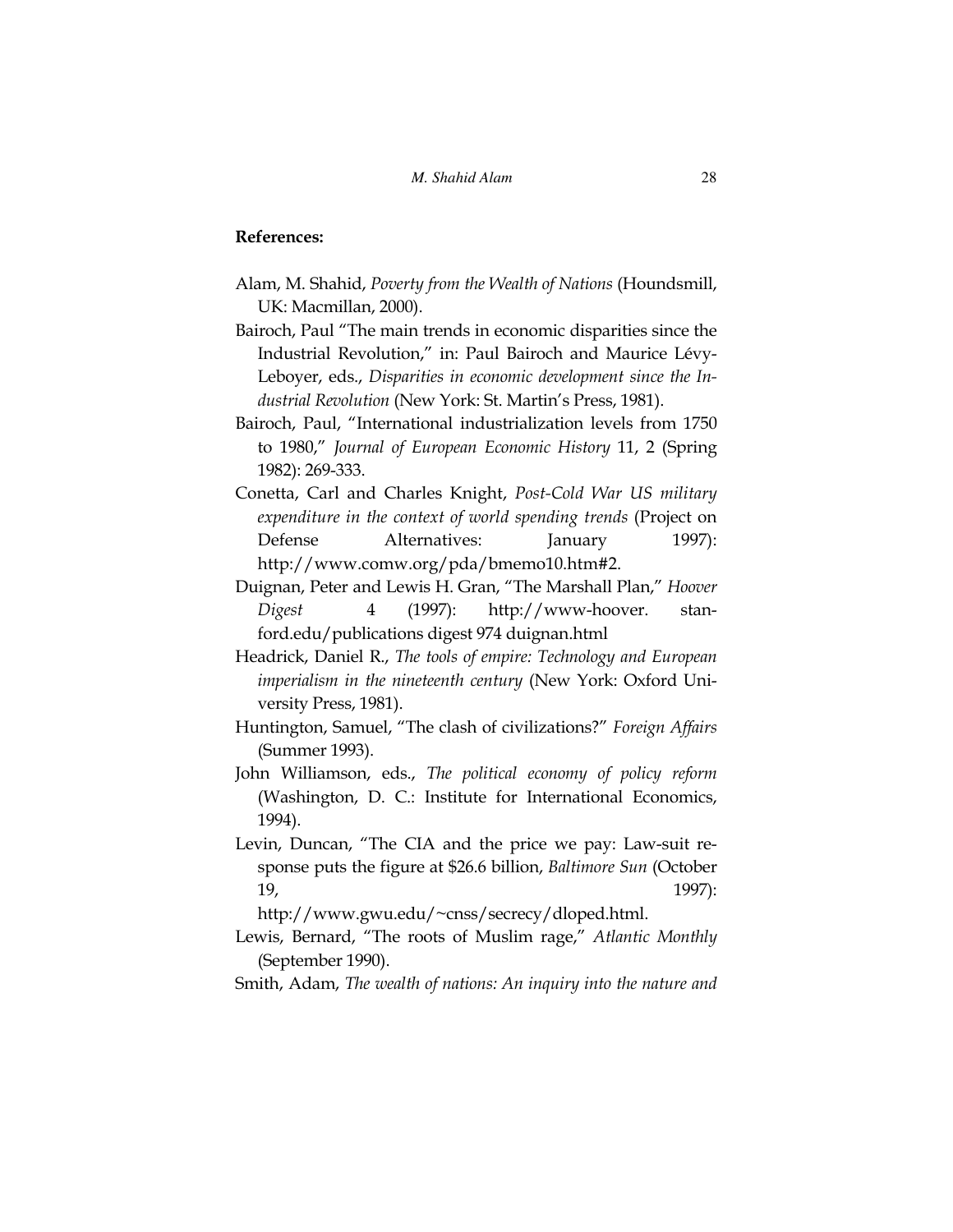**References:**

Alam, M. Shahid, *Poverty from the Wealth of Nations* (Houndsmill, UK: Macmillan, 2000).

Bairoch, Paul "The main trends in economic disparities since the Industrial Revolution," in: Paul Bairoch and Maurice Lévy-Leboyer, eds., *Disparities in economic development since the Industrial Revolution* (New York: St. Martin's Press, 1981).

Bairoch, Paul, "International industrialization levels from 1750 to 1980," *Journal of European Economic History* 11, 2 (Spring 1982): 269-333.

Conetta, Carl and Charles Knight, *Post-Cold War US military expenditure in the context of world spending trends* (Project on Defense Alternatives: January 1997): http://www.comw.org/pda/bmemo10.htm#2.

Duignan, Peter and Lewis H. Gran, "The Marshall Plan," *Hoover Digest* 4 (1997): http://www-hoover.stanford.edu/publications digest 974 duignan.html

Headrick, Daniel R., *The tools of empire: Technology and European imperialism in the nineteenth century* (New York: Oxford University Press, 1981).

Huntington, Samuel, "The clash of civilizations?" *Foreign Affairs* (Summer 1993).

John Williamson, eds., *The political economy of policy reform* (Washington, D. C.: Institute for International Economics, 1994).

Levin, Duncan, "The CIA and the price we pay: Law-suit response puts the figure at $26.6 billion, *Baltimore Sun* (October 19, 1997): http://www.gwu.edu/~cnss/secrecy/dloped.html.

Lewis, Bernard, "The roots of Muslim rage," *Atlantic Monthly* (September 1990).

Smith, Adam, *The wealth of nations: An inquiry into the nature and*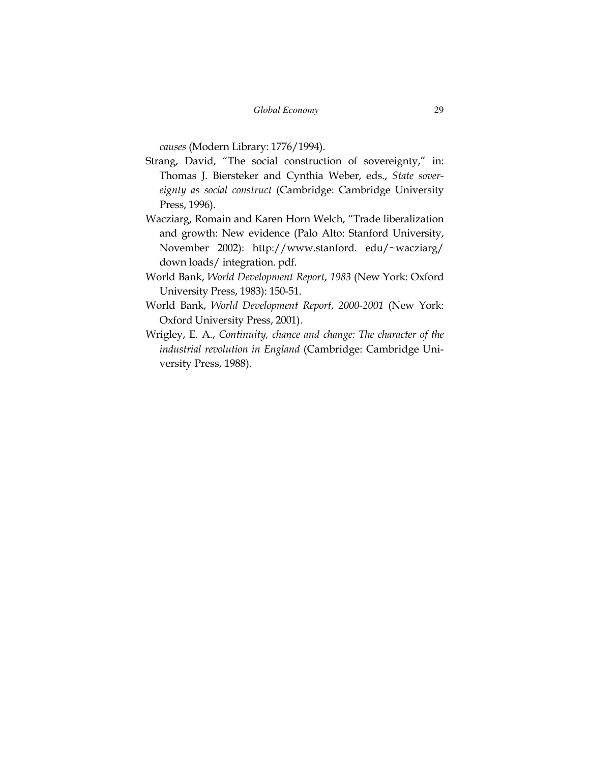*causes* (Modern Library: 1776/1994).

Strang, David, "The social construction of sovereignty," in: Thomas J. Biersteker and Cynthia Weber, eds., *State sovereignty as social construct* (Cambridge: Cambridge University Press, 1996).

Wacziarg, Romain and Karen Horn Welch, "Trade liberalization and growth: New evidence (Palo Alto: Stanford University, November 2002): http://www.stanford. edu/~wacziarg/ down loads/ integration. pdf.

World Bank, *World Development Report*, *1983* (New York: Oxford University Press, 1983): 150-51.

World Bank, *World Development Report*, *2000-2001* (New York: Oxford University Press, 2001).

Wrigley, E. A., *Continuity, chance and change: The character of the industrial revolution in England* (Cambridge: Cambridge University Press, 1988).